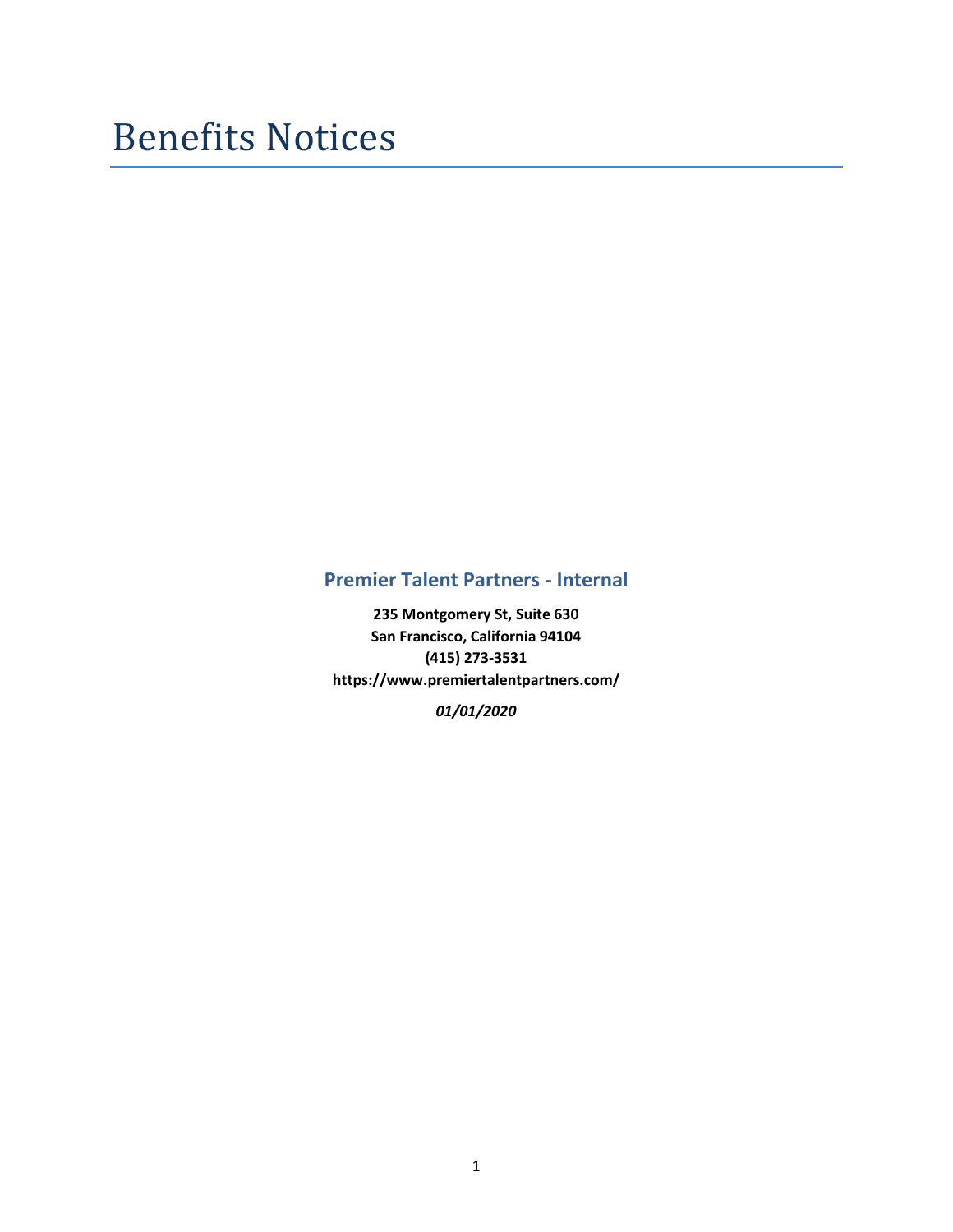# Benefits Notices

## Premier Talent Partners - Internal

**235 Montgomery St, Suite 630**
**San Francisco, California 94104**
**(415) 273-3531**
**https://www.premiertalentpartners.com/**

***01/01/2020***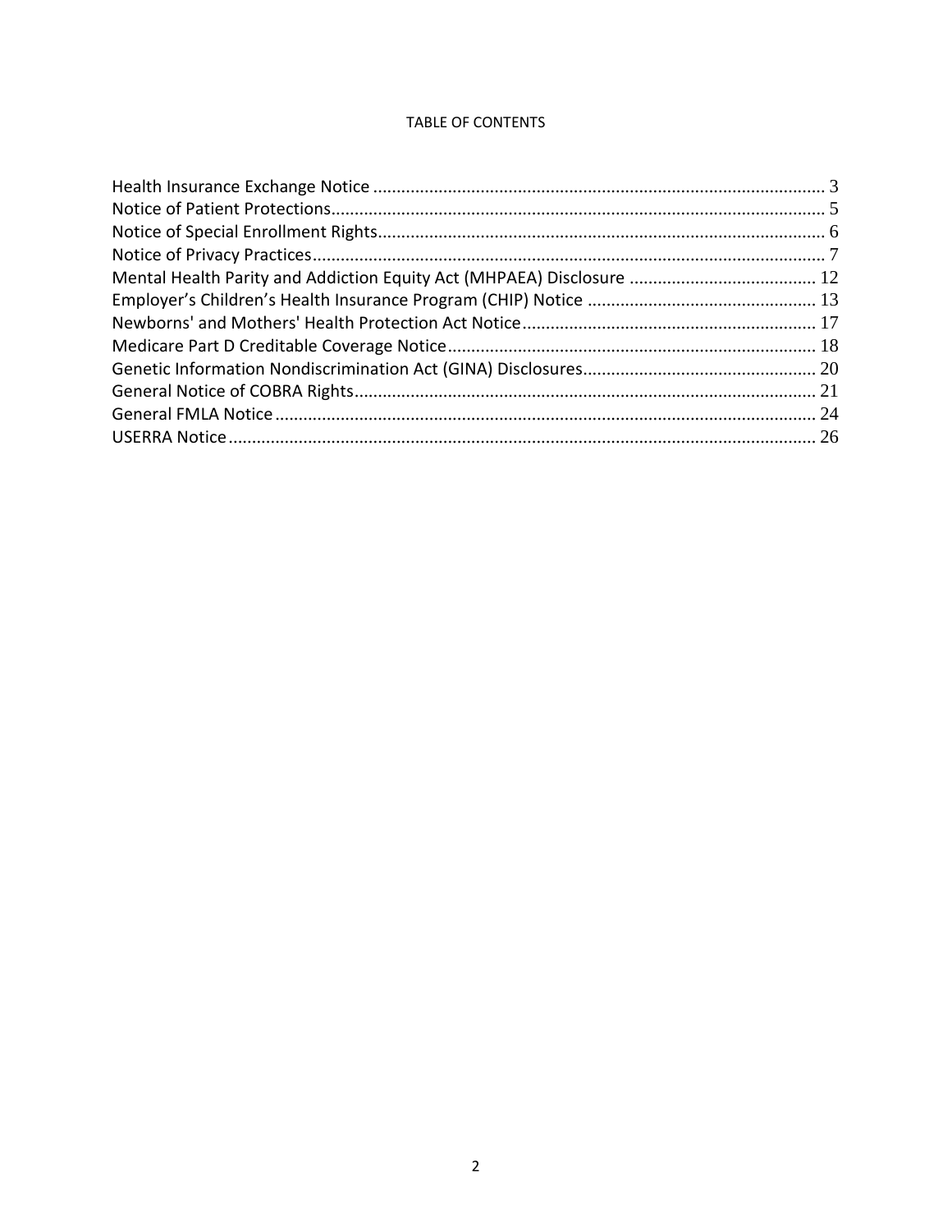# TABLE OF CONTENTS

Health Insurance Exchange Notice ........ 3
Notice of Patient Protections ........ 5
Notice of Special Enrollment Rights ........ 6
Notice of Privacy Practices ........ 7
Mental Health Parity and Addiction Equity Act (MHPAEA) Disclosure ........ 12
Employer's Children's Health Insurance Program (CHIP) Notice ........ 13
Newborns' and Mothers' Health Protection Act Notice ........ 17
Medicare Part D Creditable Coverage Notice ........ 18
Genetic Information Nondiscrimination Act (GINA) Disclosures ........ 20
General Notice of COBRA Rights ........ 21
General FMLA Notice ........ 24
USERRA Notice ........ 26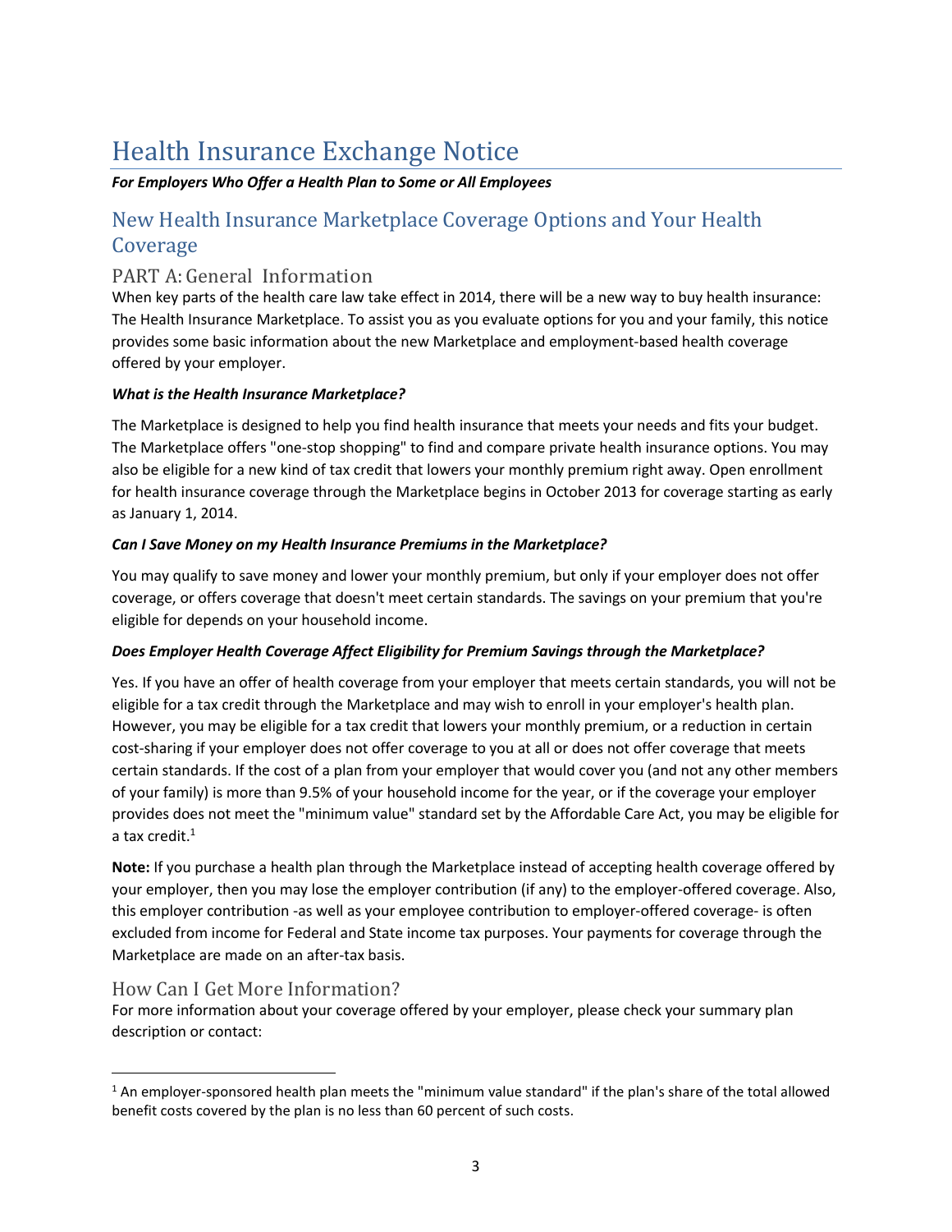# Health Insurance Exchange Notice

***For Employers Who Offer a Health Plan to Some or All Employees***

## New Health Insurance Marketplace Coverage Options and Your Health Coverage

### PART A: General Information

When key parts of the health care law take effect in 2014, there will be a new way to buy health insurance: The Health Insurance Marketplace. To assist you as you evaluate options for you and your family, this notice provides some basic information about the new Marketplace and employment-based health coverage offered by your employer.

***What is the Health Insurance Marketplace?***

The Marketplace is designed to help you find health insurance that meets your needs and fits your budget. The Marketplace offers "one-stop shopping" to find and compare private health insurance options. You may also be eligible for a new kind of tax credit that lowers your monthly premium right away. Open enrollment for health insurance coverage through the Marketplace begins in October 2013 for coverage starting as early as January 1, 2014.

***Can I Save Money on my Health Insurance Premiums in the Marketplace?***

You may qualify to save money and lower your monthly premium, but only if your employer does not offer coverage, or offers coverage that doesn't meet certain standards. The savings on your premium that you're eligible for depends on your household income.

***Does Employer Health Coverage Affect Eligibility for Premium Savings through the Marketplace?***

Yes. If you have an offer of health coverage from your employer that meets certain standards, you will not be eligible for a tax credit through the Marketplace and may wish to enroll in your employer's health plan. However, you may be eligible for a tax credit that lowers your monthly premium, or a reduction in certain cost-sharing if your employer does not offer coverage to you at all or does not offer coverage that meets certain standards. If the cost of a plan from your employer that would cover you (and not any other members of your family) is more than 9.5% of your household income for the year, or if the coverage your employer provides does not meet the "minimum value" standard set by the Affordable Care Act, you may be eligible for a tax credit.[1]

**Note:** If you purchase a health plan through the Marketplace instead of accepting health coverage offered by your employer, then you may lose the employer contribution (if any) to the employer-offered coverage. Also, this employer contribution -as well as your employee contribution to employer-offered coverage- is often excluded from income for Federal and State income tax purposes. Your payments for coverage through the Marketplace are made on an after-tax basis.

### How Can I Get More Information?

For more information about your coverage offered by your employer, please check your summary plan description or contact:

[1] An employer-sponsored health plan meets the "minimum value standard" if the plan's share of the total allowed benefit costs covered by the plan is no less than 60 percent of such costs.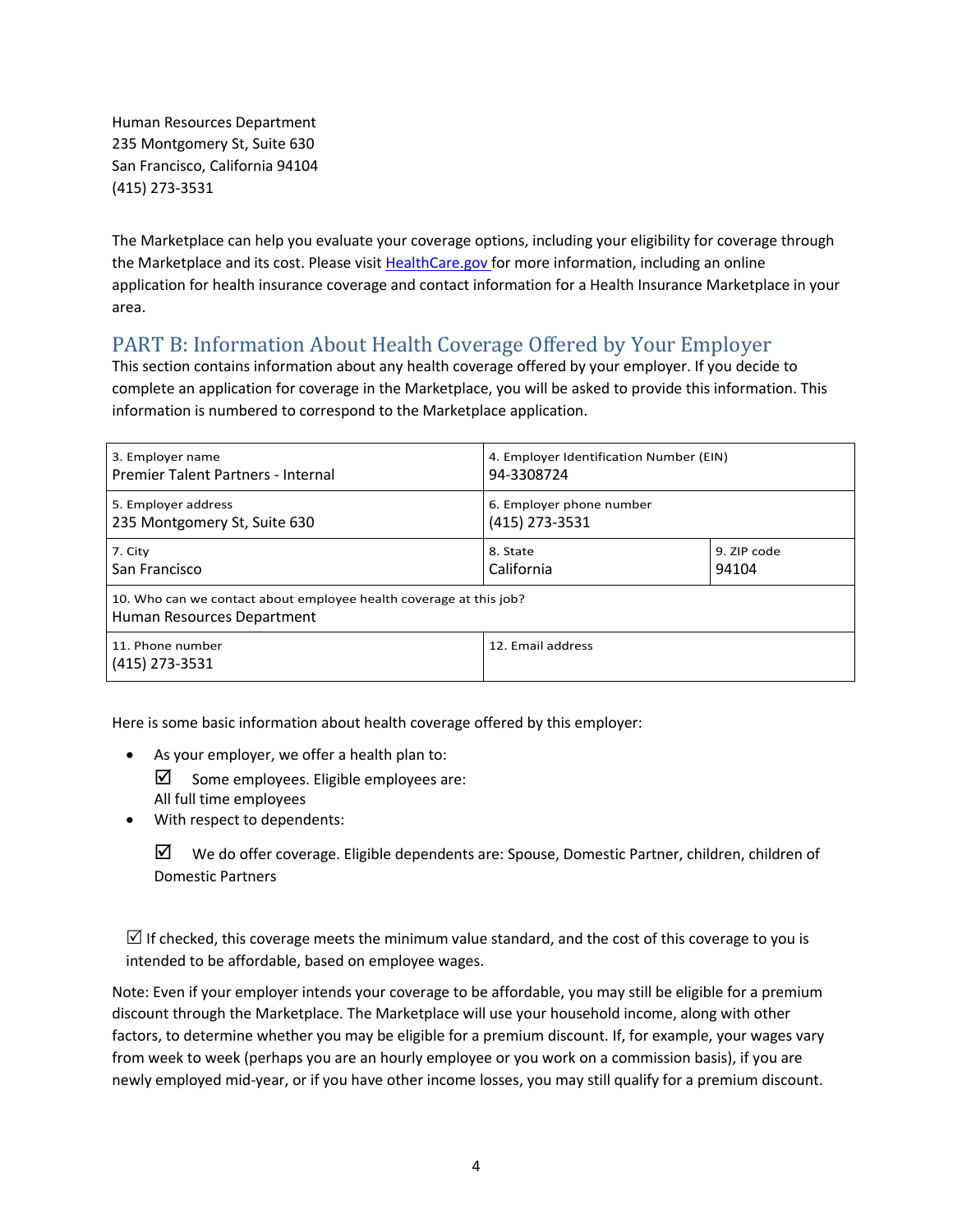Human Resources Department
235 Montgomery St, Suite 630
San Francisco, California 94104
(415) 273-3531

The Marketplace can help you evaluate your coverage options, including your eligibility for coverage through the Marketplace and its cost. Please visit [HealthCare.gov](HealthCare.gov) for more information, including an online application for health insurance coverage and contact information for a Health Insurance Marketplace in your area.

## PART B: Information About Health Coverage Offered by Your Employer

This section contains information about any health coverage offered by your employer. If you decide to complete an application for coverage in the Marketplace, you will be asked to provide this information. This information is numbered to correspond to the Marketplace application.

| 3. Employer name<br>Premier Talent Partners - Internal | 4. Employer Identification Number (EIN)<br>94-3308724 | |
|---|---|---|
| 5. Employer address<br>235 Montgomery St, Suite 630 | 6. Employer phone number<br>(415) 273-3531 | |
| 7. City<br>San Francisco | 8. State<br>California | 9. ZIP code<br>94104 |
| 10. Who can we contact about employee health coverage at this job?<br>Human Resources Department | | |
| 11. Phone number<br>(415) 273-3531 | 12. Email address | |

Here is some basic information about health coverage offered by this employer:

- As your employer, we offer a health plan to:
  ☑ Some employees. Eligible employees are:
  All full time employees
- With respect to dependents:

  ☑ We do offer coverage. Eligible dependents are: Spouse, Domestic Partner, children, children of Domestic Partners

☑ If checked, this coverage meets the minimum value standard, and the cost of this coverage to you is intended to be affordable, based on employee wages.

Note: Even if your employer intends your coverage to be affordable, you may still be eligible for a premium discount through the Marketplace. The Marketplace will use your household income, along with other factors, to determine whether you may be eligible for a premium discount. If, for example, your wages vary from week to week (perhaps you are an hourly employee or you work on a commission basis), if you are newly employed mid-year, or if you have other income losses, you may still qualify for a premium discount.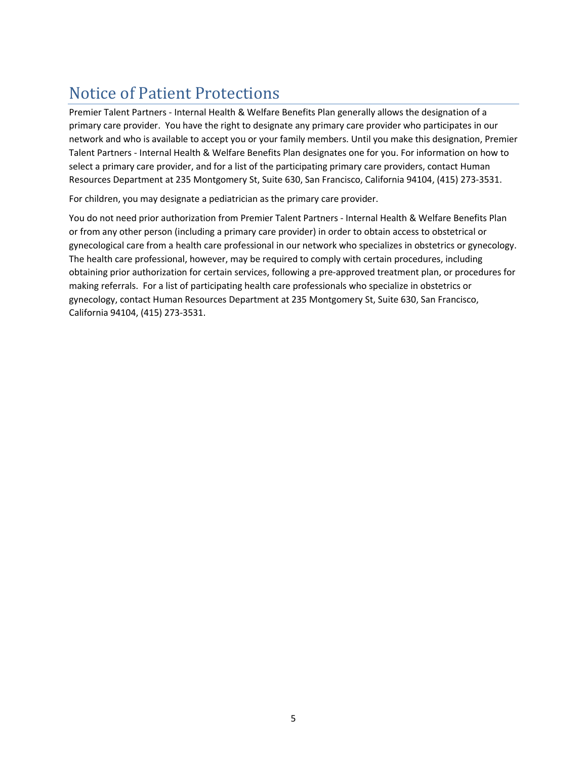# Notice of Patient Protections

Premier Talent Partners - Internal Health & Welfare Benefits Plan generally allows the designation of a primary care provider. You have the right to designate any primary care provider who participates in our network and who is available to accept you or your family members. Until you make this designation, Premier Talent Partners - Internal Health & Welfare Benefits Plan designates one for you. For information on how to select a primary care provider, and for a list of the participating primary care providers, contact Human Resources Department at 235 Montgomery St, Suite 630, San Francisco, California 94104, (415) 273-3531.

For children, you may designate a pediatrician as the primary care provider.

You do not need prior authorization from Premier Talent Partners - Internal Health & Welfare Benefits Plan or from any other person (including a primary care provider) in order to obtain access to obstetrical or gynecological care from a health care professional in our network who specializes in obstetrics or gynecology. The health care professional, however, may be required to comply with certain procedures, including obtaining prior authorization for certain services, following a pre-approved treatment plan, or procedures for making referrals. For a list of participating health care professionals who specialize in obstetrics or gynecology, contact Human Resources Department at 235 Montgomery St, Suite 630, San Francisco, California 94104, (415) 273-3531.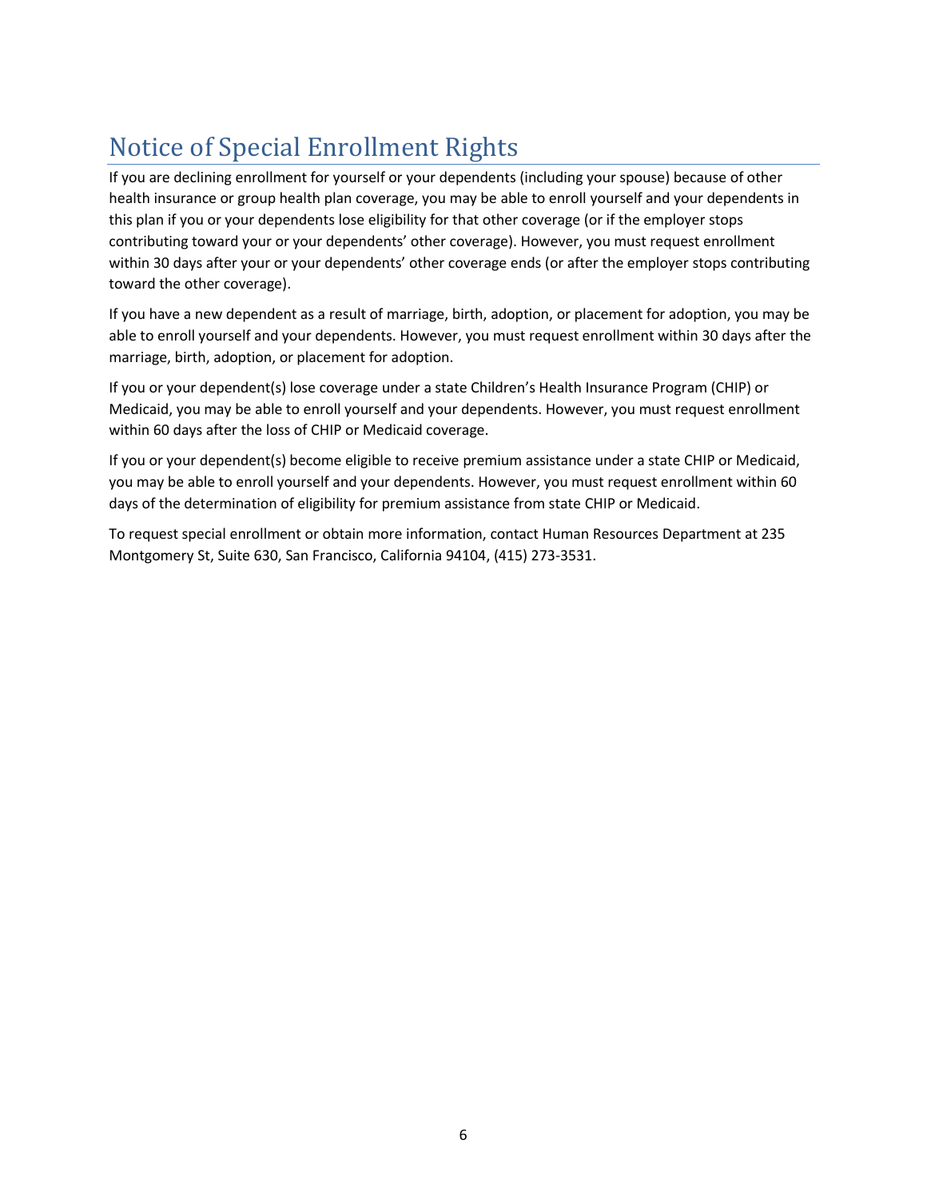# Notice of Special Enrollment Rights

If you are declining enrollment for yourself or your dependents (including your spouse) because of other health insurance or group health plan coverage, you may be able to enroll yourself and your dependents in this plan if you or your dependents lose eligibility for that other coverage (or if the employer stops contributing toward your or your dependents' other coverage). However, you must request enrollment within 30 days after your or your dependents' other coverage ends (or after the employer stops contributing toward the other coverage).

If you have a new dependent as a result of marriage, birth, adoption, or placement for adoption, you may be able to enroll yourself and your dependents. However, you must request enrollment within 30 days after the marriage, birth, adoption, or placement for adoption.

If you or your dependent(s) lose coverage under a state Children's Health Insurance Program (CHIP) or Medicaid, you may be able to enroll yourself and your dependents. However, you must request enrollment within 60 days after the loss of CHIP or Medicaid coverage.

If you or your dependent(s) become eligible to receive premium assistance under a state CHIP or Medicaid, you may be able to enroll yourself and your dependents. However, you must request enrollment within 60 days of the determination of eligibility for premium assistance from state CHIP or Medicaid.

To request special enrollment or obtain more information, contact Human Resources Department at 235 Montgomery St, Suite 630, San Francisco, California 94104, (415) 273-3531.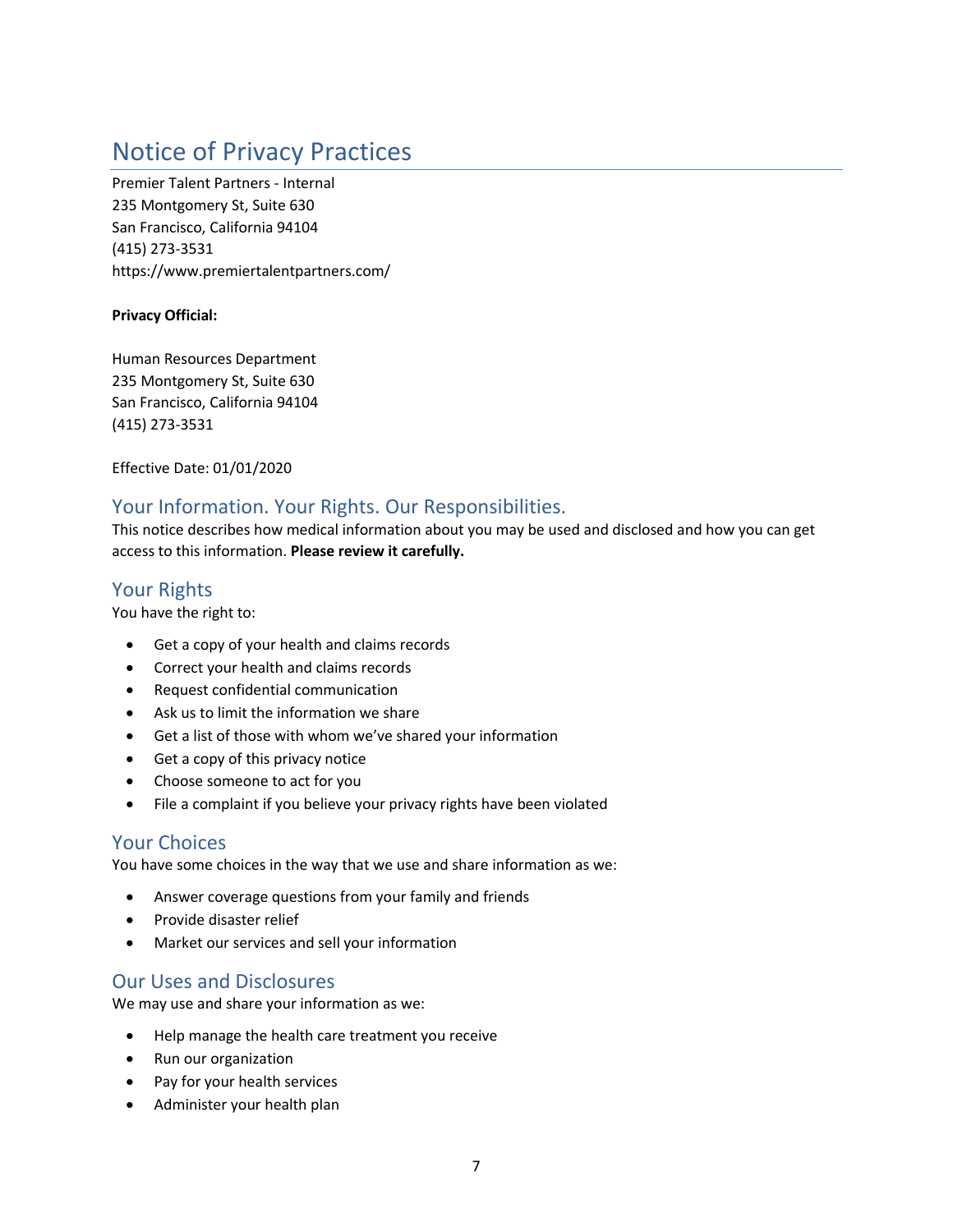# Notice of Privacy Practices

Premier Talent Partners - Internal
235 Montgomery St, Suite 630
San Francisco, California 94104
(415) 273-3531
https://www.premiertalentpartners.com/

**Privacy Official:**

Human Resources Department
235 Montgomery St, Suite 630
San Francisco, California 94104
(415) 273-3531

Effective Date: 01/01/2020

## Your Information. Your Rights. Our Responsibilities.

This notice describes how medical information about you may be used and disclosed and how you can get access to this information. **Please review it carefully.**

## Your Rights

You have the right to:

- Get a copy of your health and claims records
- Correct your health and claims records
- Request confidential communication
- Ask us to limit the information we share
- Get a list of those with whom we've shared your information
- Get a copy of this privacy notice
- Choose someone to act for you
- File a complaint if you believe your privacy rights have been violated

## Your Choices

You have some choices in the way that we use and share information as we:

- Answer coverage questions from your family and friends
- Provide disaster relief
- Market our services and sell your information

## Our Uses and Disclosures

We may use and share your information as we:

- Help manage the health care treatment you receive
- Run our organization
- Pay for your health services
- Administer your health plan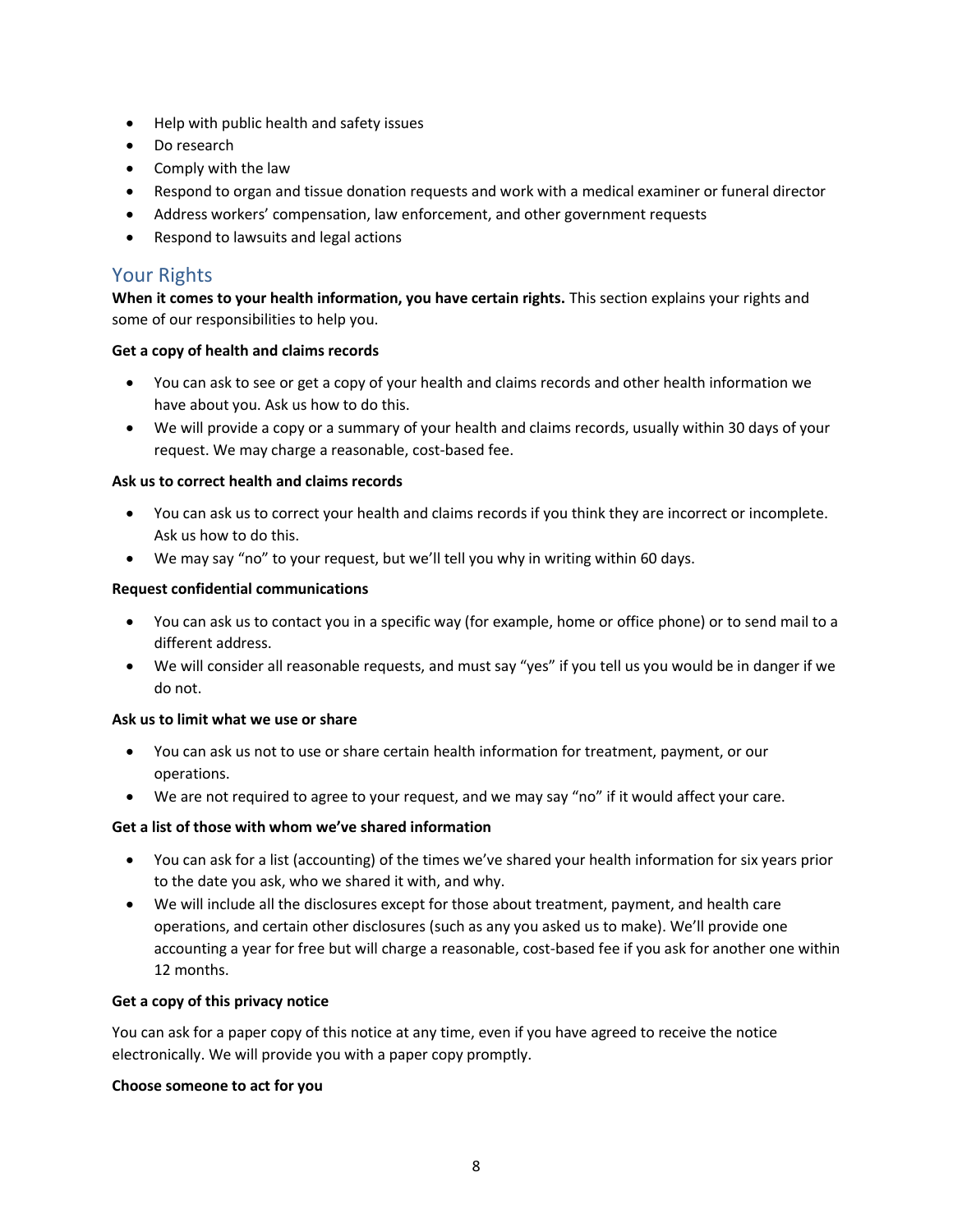- Help with public health and safety issues
- Do research
- Comply with the law
- Respond to organ and tissue donation requests and work with a medical examiner or funeral director
- Address workers' compensation, law enforcement, and other government requests
- Respond to lawsuits and legal actions

## Your Rights

**When it comes to your health information, you have certain rights.** This section explains your rights and some of our responsibilities to help you.

**Get a copy of health and claims records**

- You can ask to see or get a copy of your health and claims records and other health information we have about you. Ask us how to do this.
- We will provide a copy or a summary of your health and claims records, usually within 30 days of your request. We may charge a reasonable, cost-based fee.

**Ask us to correct health and claims records**

- You can ask us to correct your health and claims records if you think they are incorrect or incomplete. Ask us how to do this.
- We may say "no" to your request, but we'll tell you why in writing within 60 days.

**Request confidential communications**

- You can ask us to contact you in a specific way (for example, home or office phone) or to send mail to a different address.
- We will consider all reasonable requests, and must say "yes" if you tell us you would be in danger if we do not.

**Ask us to limit what we use or share**

- You can ask us not to use or share certain health information for treatment, payment, or our operations.
- We are not required to agree to your request, and we may say "no" if it would affect your care.

**Get a list of those with whom we've shared information**

- You can ask for a list (accounting) of the times we've shared your health information for six years prior to the date you ask, who we shared it with, and why.
- We will include all the disclosures except for those about treatment, payment, and health care operations, and certain other disclosures (such as any you asked us to make). We'll provide one accounting a year for free but will charge a reasonable, cost-based fee if you ask for another one within 12 months.

**Get a copy of this privacy notice**

You can ask for a paper copy of this notice at any time, even if you have agreed to receive the notice electronically. We will provide you with a paper copy promptly.

**Choose someone to act for you**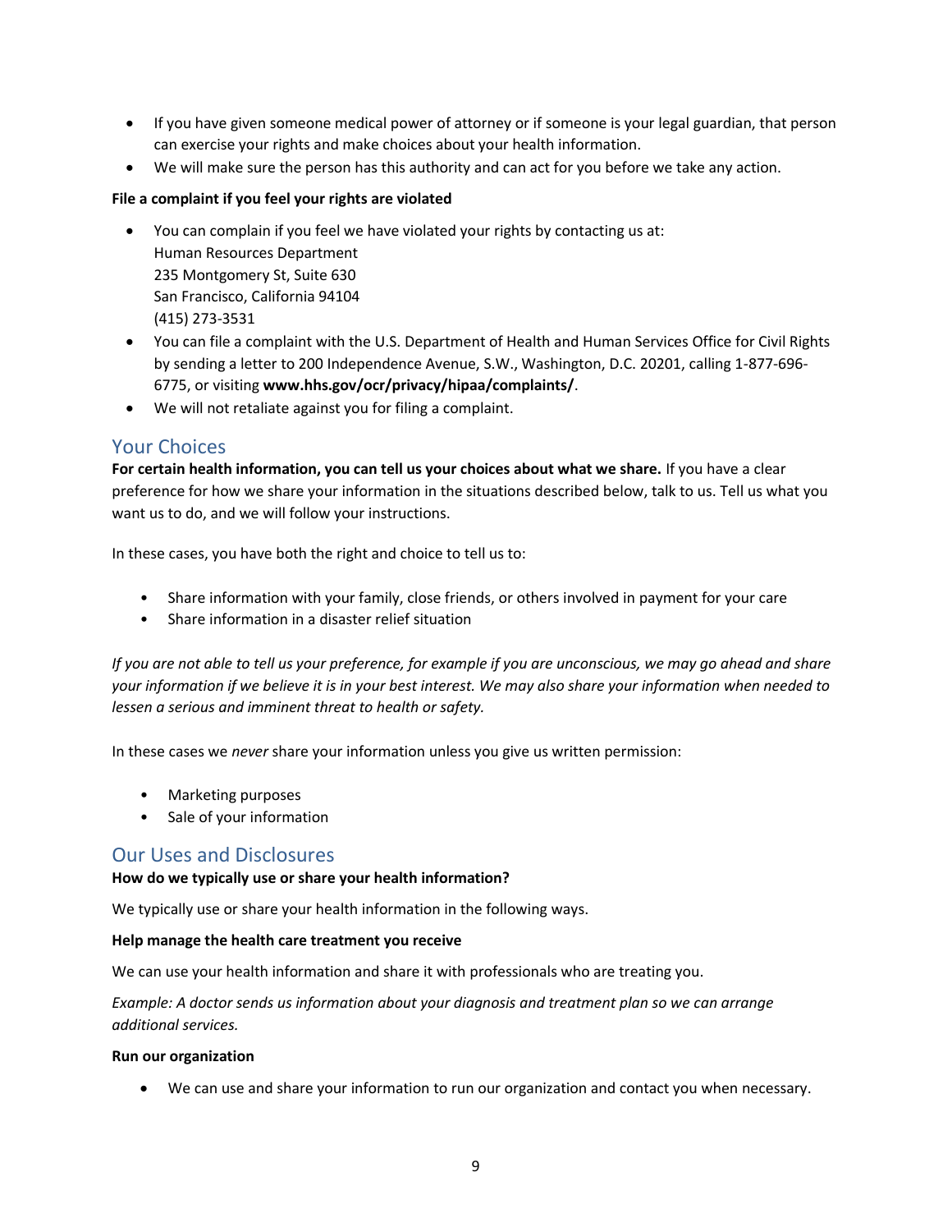- If you have given someone medical power of attorney or if someone is your legal guardian, that person can exercise your rights and make choices about your health information.
- We will make sure the person has this authority and can act for you before we take any action.

**File a complaint if you feel your rights are violated**

- You can complain if you feel we have violated your rights by contacting us at:
  Human Resources Department
  235 Montgomery St, Suite 630
  San Francisco, California 94104
  (415) 273-3531
- You can file a complaint with the U.S. Department of Health and Human Services Office for Civil Rights by sending a letter to 200 Independence Avenue, S.W., Washington, D.C. 20201, calling 1-877-696-6775, or visiting **www.hhs.gov/ocr/privacy/hipaa/complaints/**.
- We will not retaliate against you for filing a complaint.

## Your Choices

**For certain health information, you can tell us your choices about what we share.** If you have a clear preference for how we share your information in the situations described below, talk to us. Tell us what you want us to do, and we will follow your instructions.

In these cases, you have both the right and choice to tell us to:

- Share information with your family, close friends, or others involved in payment for your care
- Share information in a disaster relief situation

*If you are not able to tell us your preference, for example if you are unconscious, we may go ahead and share your information if we believe it is in your best interest. We may also share your information when needed to lessen a serious and imminent threat to health or safety.*

In these cases we *never* share your information unless you give us written permission:

- Marketing purposes
- Sale of your information

## Our Uses and Disclosures

**How do we typically use or share your health information?**

We typically use or share your health information in the following ways.

**Help manage the health care treatment you receive**

We can use your health information and share it with professionals who are treating you.

*Example: A doctor sends us information about your diagnosis and treatment plan so we can arrange additional services.*

**Run our organization**

- We can use and share your information to run our organization and contact you when necessary.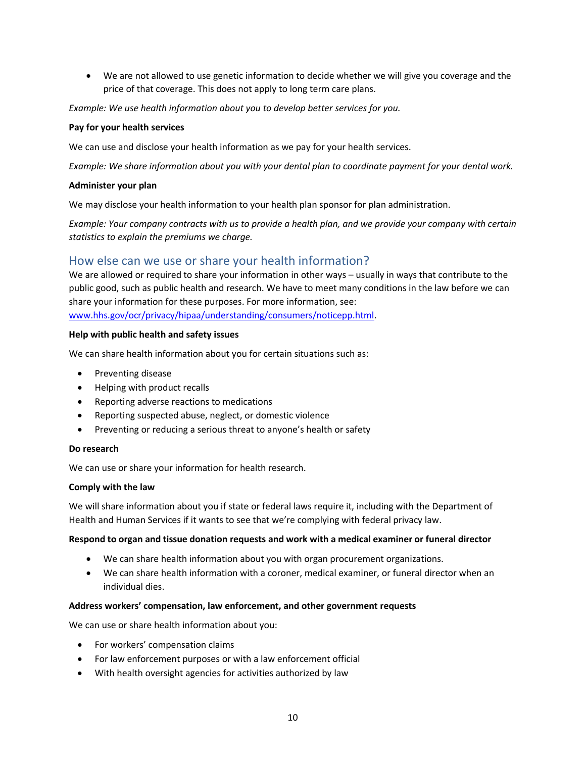- We are not allowed to use genetic information to decide whether we will give you coverage and the price of that coverage. This does not apply to long term care plans.

*Example: We use health information about you to develop better services for you.*

**Pay for your health services**

We can use and disclose your health information as we pay for your health services.

*Example: We share information about you with your dental plan to coordinate payment for your dental work.*

**Administer your plan**

We may disclose your health information to your health plan sponsor for plan administration.

*Example: Your company contracts with us to provide a health plan, and we provide your company with certain statistics to explain the premiums we charge.*

## How else can we use or share your health information?

We are allowed or required to share your information in other ways – usually in ways that contribute to the public good, such as public health and research. We have to meet many conditions in the law before we can share your information for these purposes. For more information, see: [www.hhs.gov/ocr/privacy/hipaa/understanding/consumers/noticepp.html](http://www.hhs.gov/ocr/privacy/hipaa/understanding/consumers/noticepp.html).

**Help with public health and safety issues**

We can share health information about you for certain situations such as:

- Preventing disease
- Helping with product recalls
- Reporting adverse reactions to medications
- Reporting suspected abuse, neglect, or domestic violence
- Preventing or reducing a serious threat to anyone's health or safety

**Do research**

We can use or share your information for health research.

**Comply with the law**

We will share information about you if state or federal laws require it, including with the Department of Health and Human Services if it wants to see that we're complying with federal privacy law.

**Respond to organ and tissue donation requests and work with a medical examiner or funeral director**

- We can share health information about you with organ procurement organizations.
- We can share health information with a coroner, medical examiner, or funeral director when an individual dies.

**Address workers' compensation, law enforcement, and other government requests**

We can use or share health information about you:

- For workers' compensation claims
- For law enforcement purposes or with a law enforcement official
- With health oversight agencies for activities authorized by law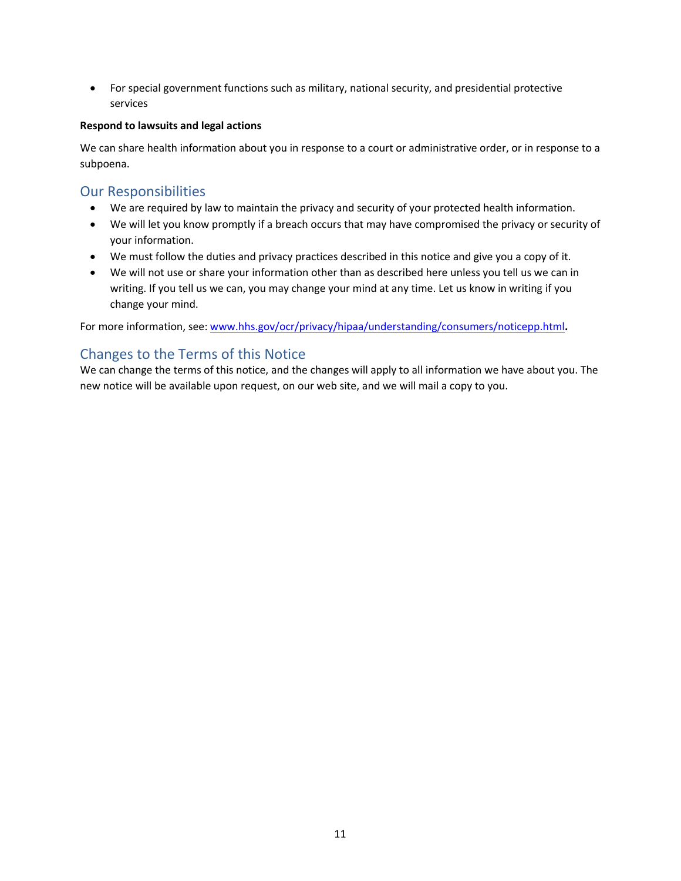- For special government functions such as military, national security, and presidential protective services

**Respond to lawsuits and legal actions**

We can share health information about you in response to a court or administrative order, or in response to a subpoena.

## Our Responsibilities

- We are required by law to maintain the privacy and security of your protected health information.
- We will let you know promptly if a breach occurs that may have compromised the privacy or security of your information.
- We must follow the duties and privacy practices described in this notice and give you a copy of it.
- We will not use or share your information other than as described here unless you tell us we can in writing. If you tell us we can, you may change your mind at any time. Let us know in writing if you change your mind.

For more information, see: [www.hhs.gov/ocr/privacy/hipaa/understanding/consumers/noticepp.html](http://www.hhs.gov/ocr/privacy/hipaa/understanding/consumers/noticepp.html).

## Changes to the Terms of this Notice

We can change the terms of this notice, and the changes will apply to all information we have about you. The new notice will be available upon request, on our web site, and we will mail a copy to you.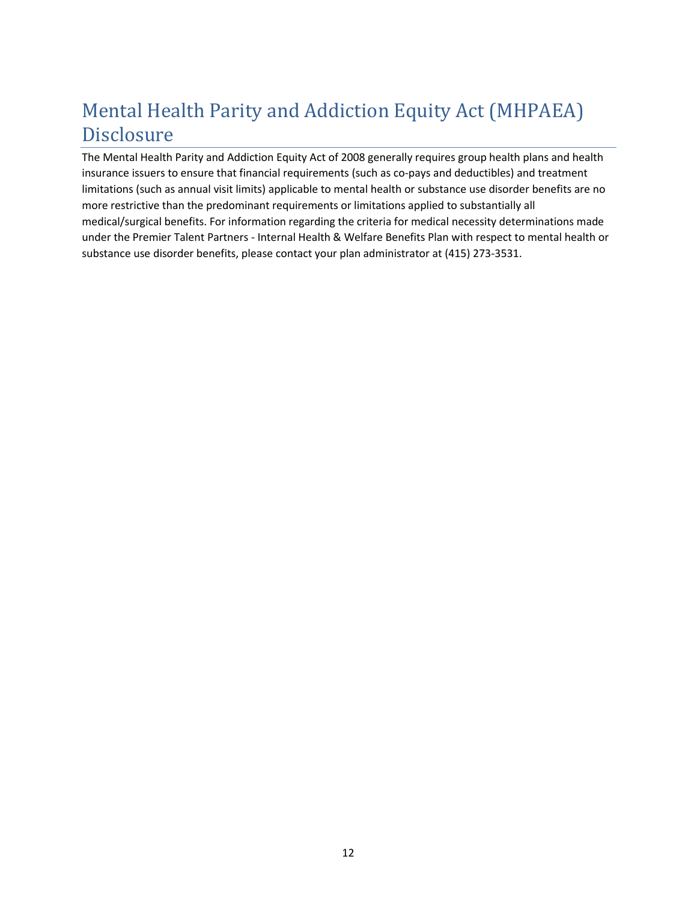# Mental Health Parity and Addiction Equity Act (MHPAEA) Disclosure

The Mental Health Parity and Addiction Equity Act of 2008 generally requires group health plans and health insurance issuers to ensure that financial requirements (such as co-pays and deductibles) and treatment limitations (such as annual visit limits) applicable to mental health or substance use disorder benefits are no more restrictive than the predominant requirements or limitations applied to substantially all medical/surgical benefits. For information regarding the criteria for medical necessity determinations made under the Premier Talent Partners - Internal Health & Welfare Benefits Plan with respect to mental health or substance use disorder benefits, please contact your plan administrator at (415) 273-3531.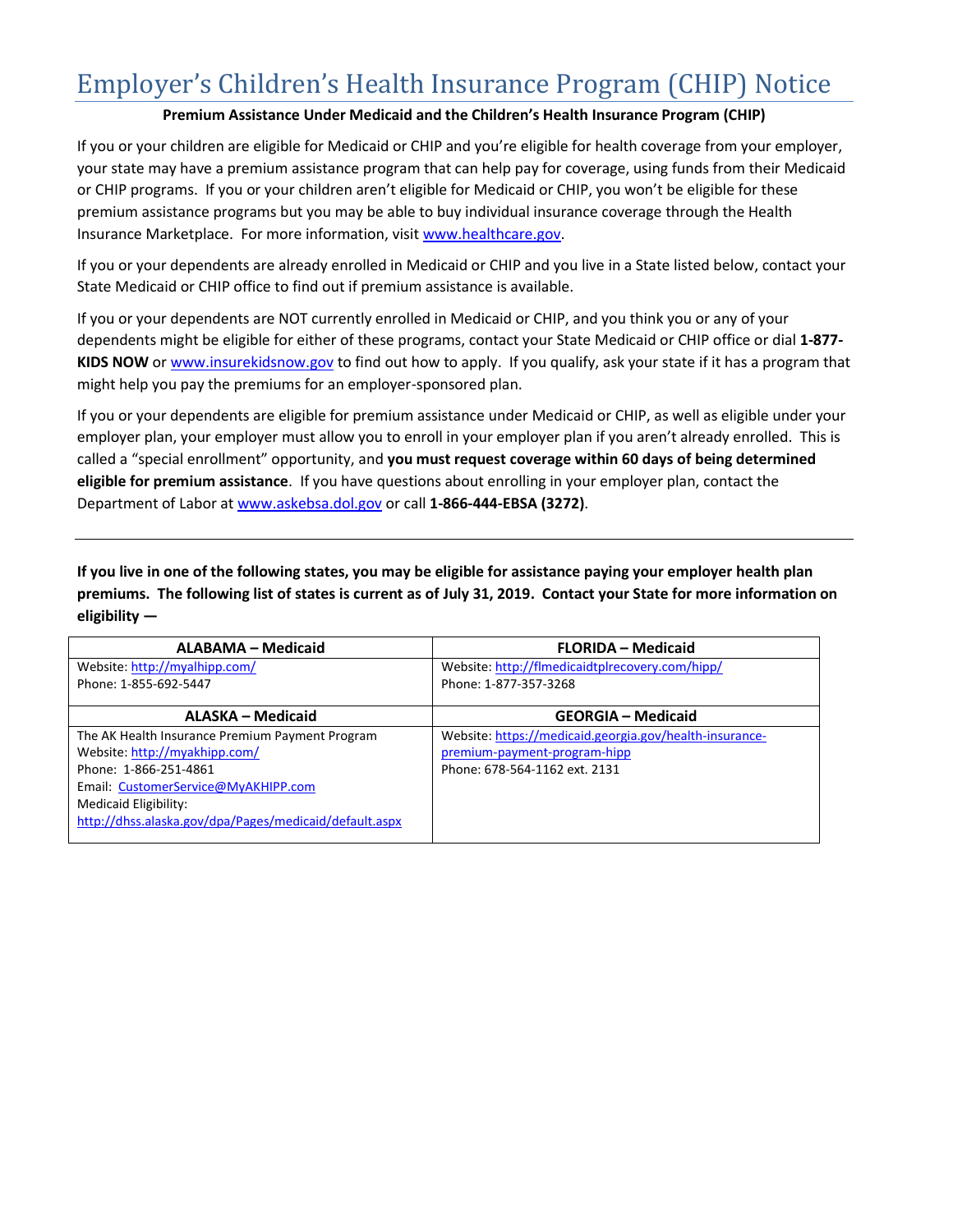# Employer's Children's Health Insurance Program (CHIP) Notice

**Premium Assistance Under Medicaid and the Children's Health Insurance Program (CHIP)**

If you or your children are eligible for Medicaid or CHIP and you're eligible for health coverage from your employer, your state may have a premium assistance program that can help pay for coverage, using funds from their Medicaid or CHIP programs. If you or your children aren't eligible for Medicaid or CHIP, you won't be eligible for these premium assistance programs but you may be able to buy individual insurance coverage through the Health Insurance Marketplace. For more information, visit www.healthcare.gov.

If you or your dependents are already enrolled in Medicaid or CHIP and you live in a State listed below, contact your State Medicaid or CHIP office to find out if premium assistance is available.

If you or your dependents are NOT currently enrolled in Medicaid or CHIP, and you think you or any of your dependents might be eligible for either of these programs, contact your State Medicaid or CHIP office or dial **1-877-KIDS NOW** or www.insurekidsnow.gov to find out how to apply. If you qualify, ask your state if it has a program that might help you pay the premiums for an employer-sponsored plan.

If you or your dependents are eligible for premium assistance under Medicaid or CHIP, as well as eligible under your employer plan, your employer must allow you to enroll in your employer plan if you aren't already enrolled. This is called a "special enrollment" opportunity, and **you must request coverage within 60 days of being determined eligible for premium assistance**. If you have questions about enrolling in your employer plan, contact the Department of Labor at www.askebsa.dol.gov or call **1-866-444-EBSA (3272)**.

---

**If you live in one of the following states, you may be eligible for assistance paying your employer health plan premiums. The following list of states is current as of July 31, 2019. Contact your State for more information on eligibility —**

| ALABAMA – Medicaid | FLORIDA – Medicaid |
|---|---|
| Website: http://myalhipp.com/<br>Phone: 1-855-692-5447 | Website: http://flmedicaidtplrecovery.com/hipp/<br>Phone: 1-877-357-3268 |
| **ALASKA – Medicaid** | **GEORGIA – Medicaid** |
| The AK Health Insurance Premium Payment Program<br>Website: http://myakhipp.com/<br>Phone: 1-866-251-4861<br>Email: CustomerService@MyAKHIPP.com<br>Medicaid Eligibility:<br>http://dhss.alaska.gov/dpa/Pages/medicaid/default.aspx | Website: https://medicaid.georgia.gov/health-insurance-premium-payment-program-hipp<br>Phone: 678-564-1162 ext. 2131 |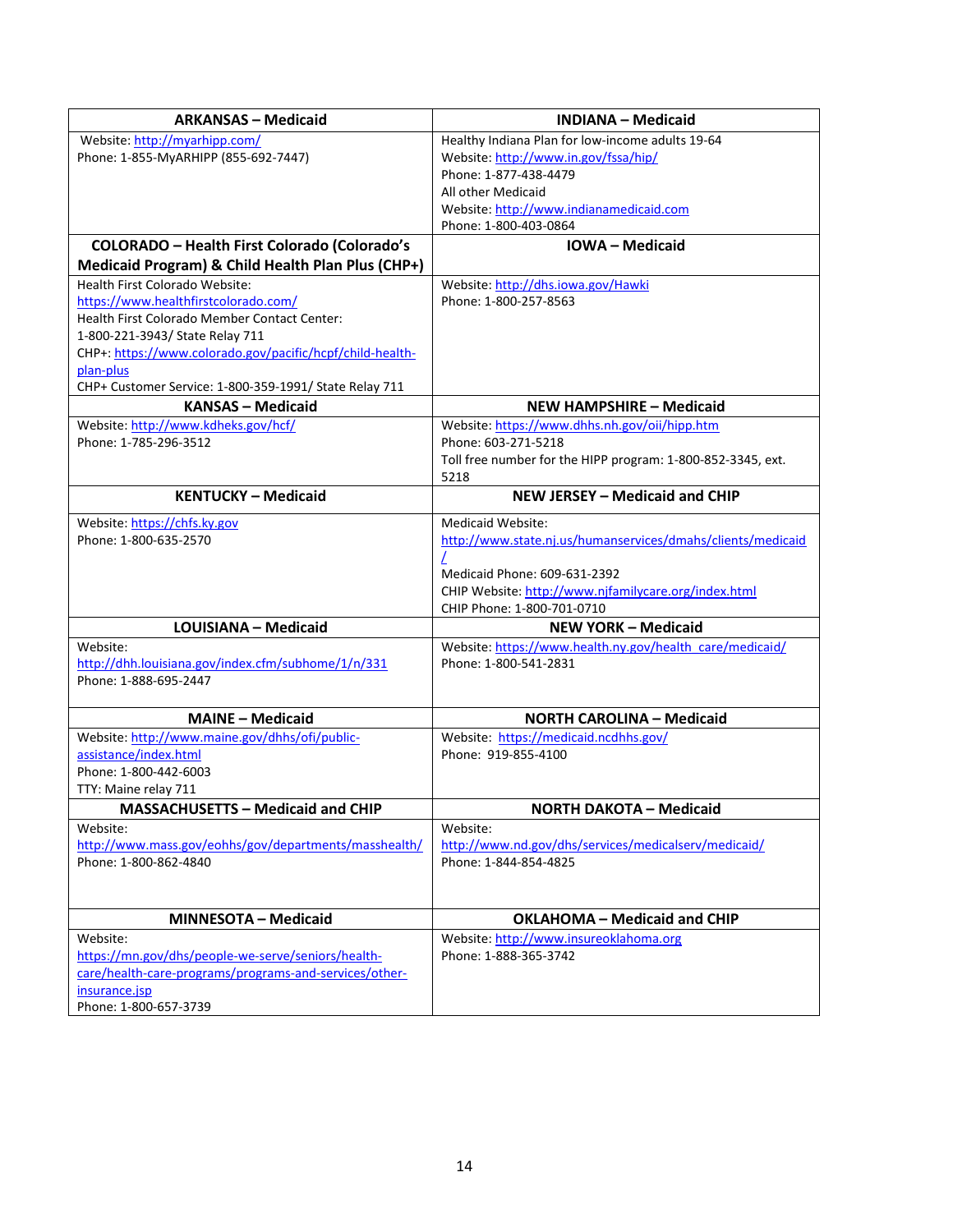| ARKANSAS – Medicaid | INDIANA – Medicaid |
|---|---|
| Website: http://myarhipp.com/<br>Phone: 1-855-MyARHIPP (855-692-7447) | Healthy Indiana Plan for low-income adults 19-64<br>Website: http://www.in.gov/fssa/hip/<br>Phone: 1-877-438-4479<br>All other Medicaid<br>Website: http://www.indianamedicaid.com<br>Phone: 1-800-403-0864 |
| **COLORADO – Health First Colorado (Colorado's Medicaid Program) & Child Health Plan Plus (CHP+)** | **IOWA – Medicaid** |
| Health First Colorado Website: https://www.healthfirstcolorado.com/<br>Health First Colorado Member Contact Center:<br>1-800-221-3943/ State Relay 711<br>CHP+: https://www.colorado.gov/pacific/hcpf/child-health-plan-plus<br>CHP+ Customer Service: 1-800-359-1991/ State Relay 711 | Website: http://dhs.iowa.gov/Hawki<br>Phone: 1-800-257-8563 |
| **KANSAS – Medicaid** | **NEW HAMPSHIRE – Medicaid** |
| Website: http://www.kdheks.gov/hcf/<br>Phone: 1-785-296-3512 | Website: https://www.dhhs.nh.gov/oii/hipp.htm<br>Phone: 603-271-5218<br>Toll free number for the HIPP program: 1-800-852-3345, ext. 5218 |
| **KENTUCKY – Medicaid** | **NEW JERSEY – Medicaid and CHIP** |
| Website: https://chfs.ky.gov<br>Phone: 1-800-635-2570 | Medicaid Website: http://www.state.nj.us/humanservices/dmahs/clients/medicaid/<br>Medicaid Phone: 609-631-2392<br>CHIP Website: http://www.njfamilycare.org/index.html<br>CHIP Phone: 1-800-701-0710 |
| **LOUISIANA – Medicaid** | **NEW YORK – Medicaid** |
| Website: http://dhh.louisiana.gov/index.cfm/subhome/1/n/331<br>Phone: 1-888-695-2447 | Website: https://www.health.ny.gov/health_care/medicaid/<br>Phone: 1-800-541-2831 |
| **MAINE – Medicaid** | **NORTH CAROLINA – Medicaid** |
| Website: http://www.maine.gov/dhhs/ofi/public-assistance/index.html<br>Phone: 1-800-442-6003<br>TTY: Maine relay 711 | Website: https://medicaid.ncdhhs.gov/<br>Phone: 919-855-4100 |
| **MASSACHUSETTS – Medicaid and CHIP** | **NORTH DAKOTA – Medicaid** |
| Website: http://www.mass.gov/eohhs/gov/departments/masshealth/<br>Phone: 1-800-862-4840 | Website: http://www.nd.gov/dhs/services/medicalserv/medicaid/<br>Phone: 1-844-854-4825 |
| **MINNESOTA – Medicaid** | **OKLAHOMA – Medicaid and CHIP** |
| Website: https://mn.gov/dhs/people-we-serve/seniors/health-care/health-care-programs/programs-and-services/other-insurance.jsp<br>Phone: 1-800-657-3739 | Website: http://www.insureoklahoma.org<br>Phone: 1-888-365-3742 |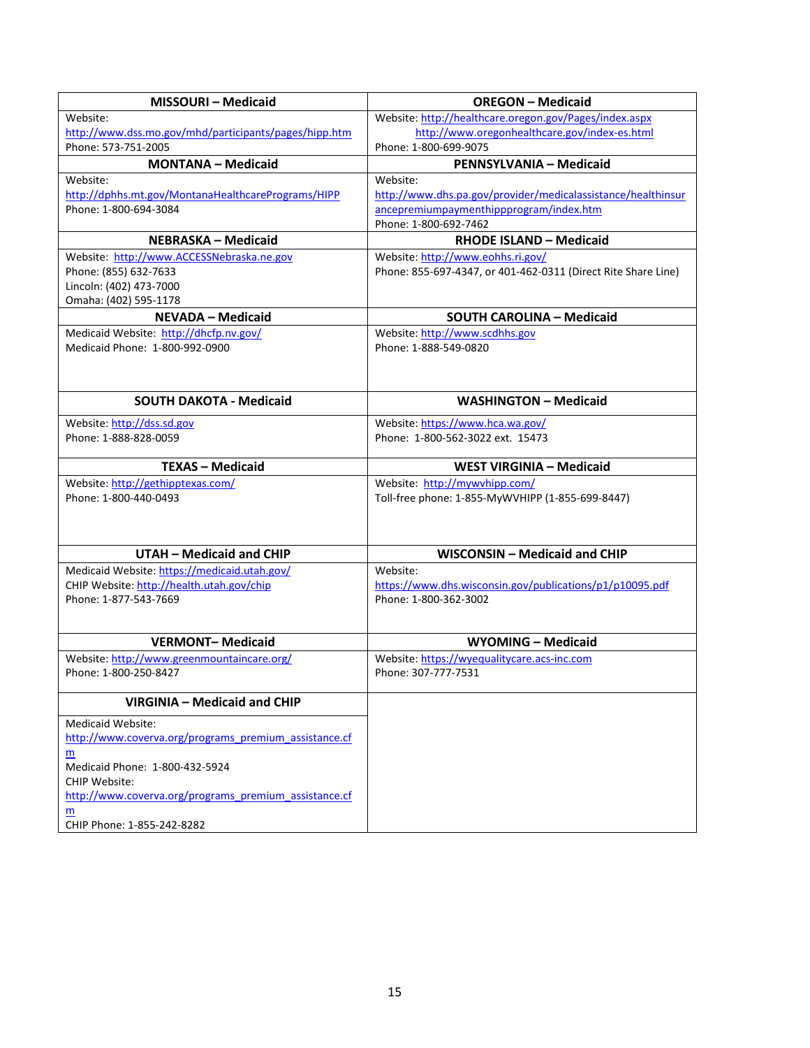| MISSOURI – Medicaid | OREGON – Medicaid |
|---|---|
| Website: http://www.dss.mo.gov/mhd/participants/pages/hipp.htm<br>Phone: 573-751-2005 | Website: http://healthcare.oregon.gov/Pages/index.aspx<br>http://www.oregonhealthcare.gov/index-es.html<br>Phone: 1-800-699-9075 |
| **MONTANA – Medicaid** | **PENNSYLVANIA – Medicaid** |
| Website: http://dphhs.mt.gov/MontanaHealthcarePrograms/HIPP<br>Phone: 1-800-694-3084 | Website: http://www.dhs.pa.gov/provider/medicalassistance/healthinsurancepremiumpaymenthippprogram/index.htm<br>Phone: 1-800-692-7462 |
| **NEBRASKA – Medicaid** | **RHODE ISLAND – Medicaid** |
| Website: http://www.ACCESSNebraska.ne.gov<br>Phone: (855) 632-7633<br>Lincoln: (402) 473-7000<br>Omaha: (402) 595-1178 | Website: http://www.eohhs.ri.gov/<br>Phone: 855-697-4347, or 401-462-0311 (Direct Rite Share Line) |
| **NEVADA – Medicaid** | **SOUTH CAROLINA – Medicaid** |
| Medicaid Website: http://dhcfp.nv.gov/<br>Medicaid Phone: 1-800-992-0900 | Website: http://www.scdhhs.gov<br>Phone: 1-888-549-0820 |
| **SOUTH DAKOTA - Medicaid** | **WASHINGTON – Medicaid** |
| Website: http://dss.sd.gov<br>Phone: 1-888-828-0059 | Website: https://www.hca.wa.gov/<br>Phone: 1-800-562-3022 ext. 15473 |
| **TEXAS – Medicaid** | **WEST VIRGINIA – Medicaid** |
| Website: http://gethipptexas.com/<br>Phone: 1-800-440-0493 | Website: http://mywvhipp.com/<br>Toll-free phone: 1-855-MyWVHIPP (1-855-699-8447) |
| **UTAH – Medicaid and CHIP** | **WISCONSIN – Medicaid and CHIP** |
| Medicaid Website: https://medicaid.utah.gov/<br>CHIP Website: http://health.utah.gov/chip<br>Phone: 1-877-543-7669 | Website: https://www.dhs.wisconsin.gov/publications/p1/p10095.pdf<br>Phone: 1-800-362-3002 |
| **VERMONT– Medicaid** | **WYOMING – Medicaid** |
| Website: http://www.greenmountaincare.org/<br>Phone: 1-800-250-8427 | Website: https://wyequalitycare.acs-inc.com<br>Phone: 307-777-7531 |
| **VIRGINIA – Medicaid and CHIP** | |
| Medicaid Website: http://www.coverva.org/programs_premium_assistance.cfm<br>Medicaid Phone: 1-800-432-5924<br>CHIP Website: http://www.coverva.org/programs_premium_assistance.cfm<br>CHIP Phone: 1-855-242-8282 | |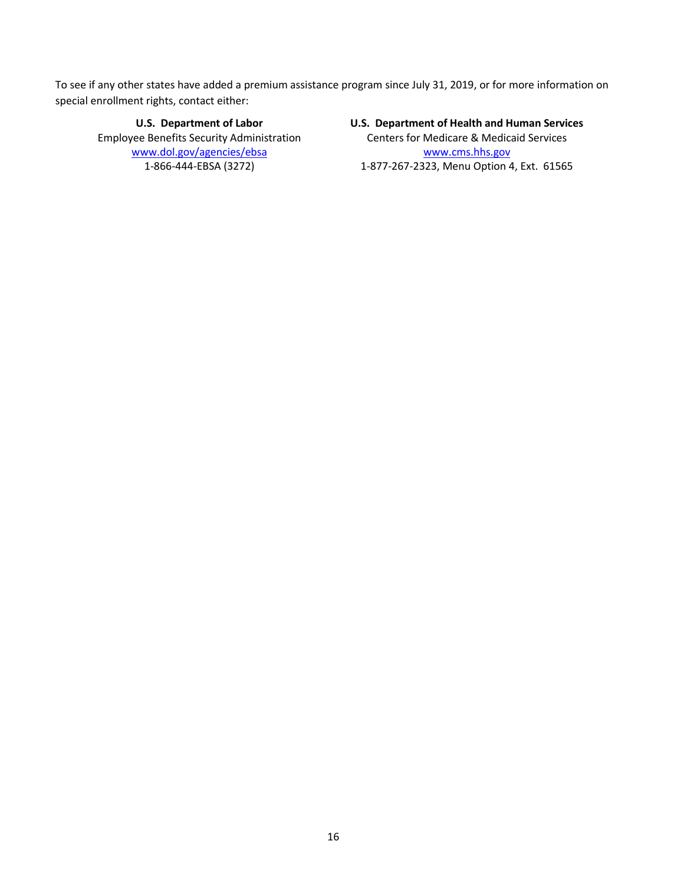To see if any other states have added a premium assistance program since July 31, 2019, or for more information on special enrollment rights, contact either:

**U.S. Department of Labor**
Employee Benefits Security Administration
www.dol.gov/agencies/ebsa
1-866-444-EBSA (3272)

**U.S. Department of Health and Human Services**
Centers for Medicare & Medicaid Services
www.cms.hhs.gov
1-877-267-2323, Menu Option 4, Ext. 61565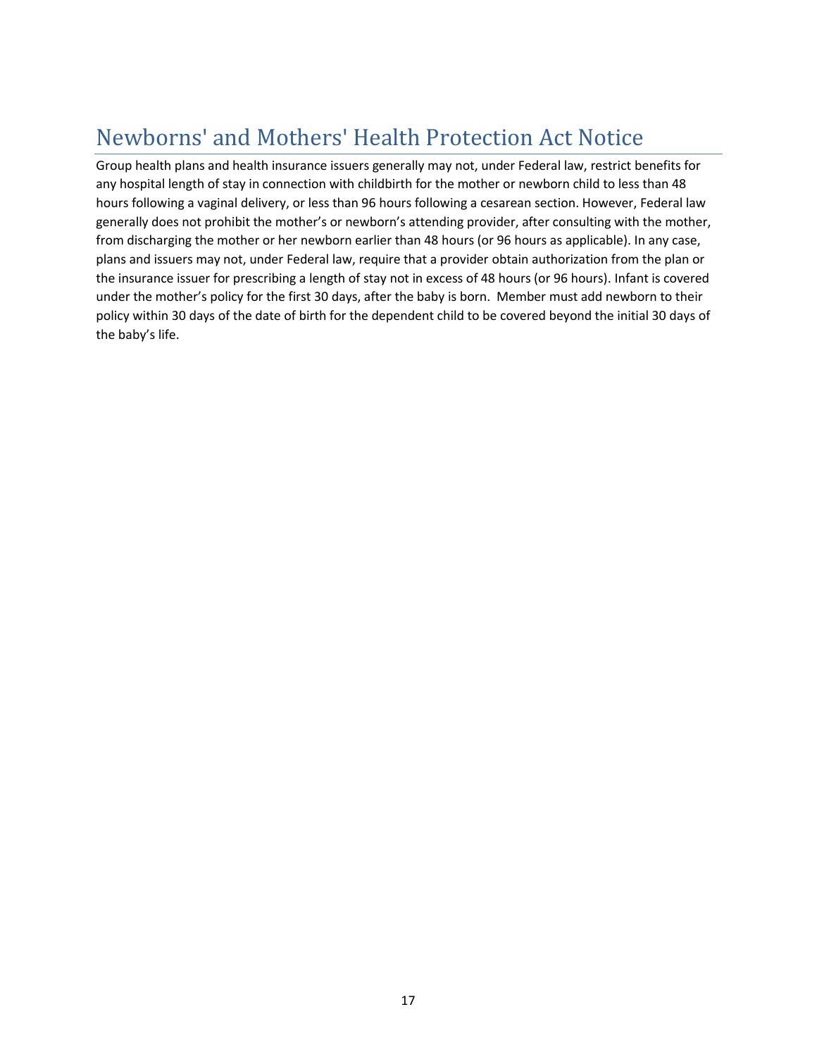# Newborns' and Mothers' Health Protection Act Notice

Group health plans and health insurance issuers generally may not, under Federal law, restrict benefits for any hospital length of stay in connection with childbirth for the mother or newborn child to less than 48 hours following a vaginal delivery, or less than 96 hours following a cesarean section. However, Federal law generally does not prohibit the mother's or newborn's attending provider, after consulting with the mother, from discharging the mother or her newborn earlier than 48 hours (or 96 hours as applicable). In any case, plans and issuers may not, under Federal law, require that a provider obtain authorization from the plan or the insurance issuer for prescribing a length of stay not in excess of 48 hours (or 96 hours). Infant is covered under the mother's policy for the first 30 days, after the baby is born. Member must add newborn to their policy within 30 days of the date of birth for the dependent child to be covered beyond the initial 30 days of the baby's life.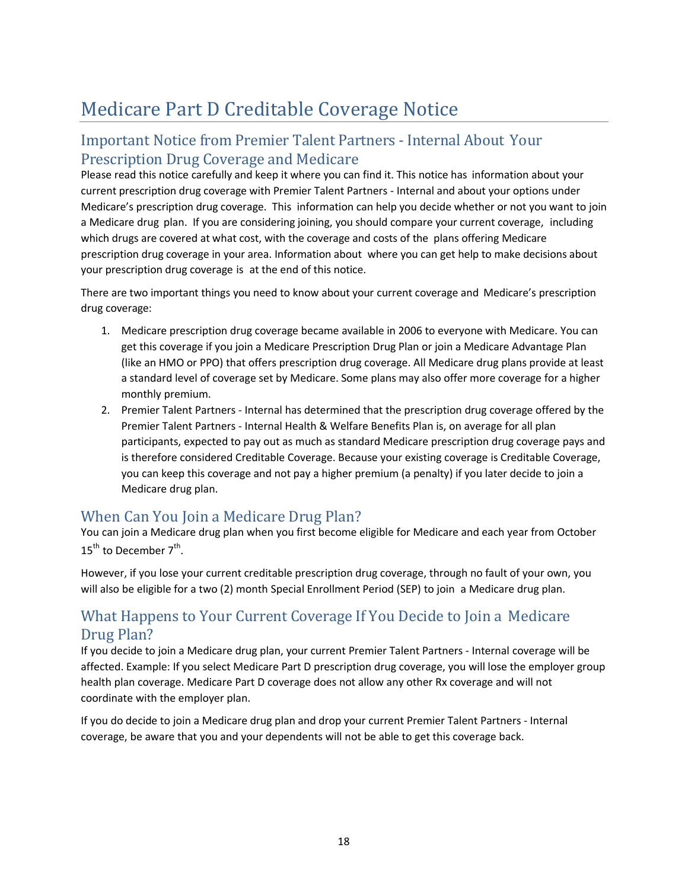# Medicare Part D Creditable Coverage Notice

## Important Notice from Premier Talent Partners - Internal About Your Prescription Drug Coverage and Medicare

Please read this notice carefully and keep it where you can find it. This notice has information about your current prescription drug coverage with Premier Talent Partners - Internal and about your options under Medicare's prescription drug coverage. This information can help you decide whether or not you want to join a Medicare drug plan. If you are considering joining, you should compare your current coverage, including which drugs are covered at what cost, with the coverage and costs of the plans offering Medicare prescription drug coverage in your area. Information about where you can get help to make decisions about your prescription drug coverage is at the end of this notice.

There are two important things you need to know about your current coverage and Medicare's prescription drug coverage:

1. Medicare prescription drug coverage became available in 2006 to everyone with Medicare. You can get this coverage if you join a Medicare Prescription Drug Plan or join a Medicare Advantage Plan (like an HMO or PPO) that offers prescription drug coverage. All Medicare drug plans provide at least a standard level of coverage set by Medicare. Some plans may also offer more coverage for a higher monthly premium.
2. Premier Talent Partners - Internal has determined that the prescription drug coverage offered by the Premier Talent Partners - Internal Health & Welfare Benefits Plan is, on average for all plan participants, expected to pay out as much as standard Medicare prescription drug coverage pays and is therefore considered Creditable Coverage. Because your existing coverage is Creditable Coverage, you can keep this coverage and not pay a higher premium (a penalty) if you later decide to join a Medicare drug plan.

## When Can You Join a Medicare Drug Plan?

You can join a Medicare drug plan when you first become eligible for Medicare and each year from October 15th to December 7th.

However, if you lose your current creditable prescription drug coverage, through no fault of your own, you will also be eligible for a two (2) month Special Enrollment Period (SEP) to join a Medicare drug plan.

## What Happens to Your Current Coverage If You Decide to Join a Medicare Drug Plan?

If you decide to join a Medicare drug plan, your current Premier Talent Partners - Internal coverage will be affected. Example: If you select Medicare Part D prescription drug coverage, you will lose the employer group health plan coverage. Medicare Part D coverage does not allow any other Rx coverage and will not coordinate with the employer plan.

If you do decide to join a Medicare drug plan and drop your current Premier Talent Partners - Internal coverage, be aware that you and your dependents will not be able to get this coverage back.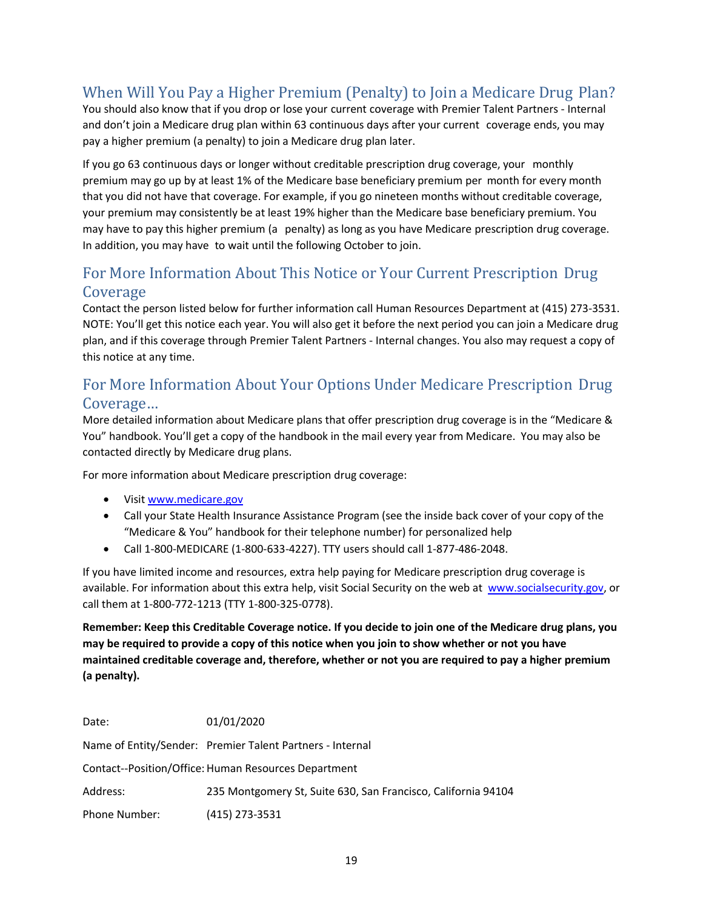## When Will You Pay a Higher Premium (Penalty) to Join a Medicare Drug Plan?

You should also know that if you drop or lose your current coverage with Premier Talent Partners - Internal and don't join a Medicare drug plan within 63 continuous days after your current coverage ends, you may pay a higher premium (a penalty) to join a Medicare drug plan later.

If you go 63 continuous days or longer without creditable prescription drug coverage, your monthly premium may go up by at least 1% of the Medicare base beneficiary premium per month for every month that you did not have that coverage. For example, if you go nineteen months without creditable coverage, your premium may consistently be at least 19% higher than the Medicare base beneficiary premium. You may have to pay this higher premium (a penalty) as long as you have Medicare prescription drug coverage. In addition, you may have to wait until the following October to join.

## For More Information About This Notice or Your Current Prescription Drug Coverage

Contact the person listed below for further information call Human Resources Department at (415) 273-3531. NOTE: You'll get this notice each year. You will also get it before the next period you can join a Medicare drug plan, and if this coverage through Premier Talent Partners - Internal changes. You also may request a copy of this notice at any time.

## For More Information About Your Options Under Medicare Prescription Drug Coverage…

More detailed information about Medicare plans that offer prescription drug coverage is in the "Medicare & You" handbook. You'll get a copy of the handbook in the mail every year from Medicare. You may also be contacted directly by Medicare drug plans.

For more information about Medicare prescription drug coverage:

- Visit www.medicare.gov
- Call your State Health Insurance Assistance Program (see the inside back cover of your copy of the "Medicare & You" handbook for their telephone number) for personalized help
- Call 1-800-MEDICARE (1-800-633-4227). TTY users should call 1-877-486-2048.

If you have limited income and resources, extra help paying for Medicare prescription drug coverage is available. For information about this extra help, visit Social Security on the web at www.socialsecurity.gov, or call them at 1-800-772-1213 (TTY 1-800-325-0778).

**Remember: Keep this Creditable Coverage notice. If you decide to join one of the Medicare drug plans, you may be required to provide a copy of this notice when you join to show whether or not you have maintained creditable coverage and, therefore, whether or not you are required to pay a higher premium (a penalty).**

Date: 01/01/2020

Name of Entity/Sender: Premier Talent Partners - Internal

Contact--Position/Office: Human Resources Department

Address: 235 Montgomery St, Suite 630, San Francisco, California 94104

Phone Number: (415) 273-3531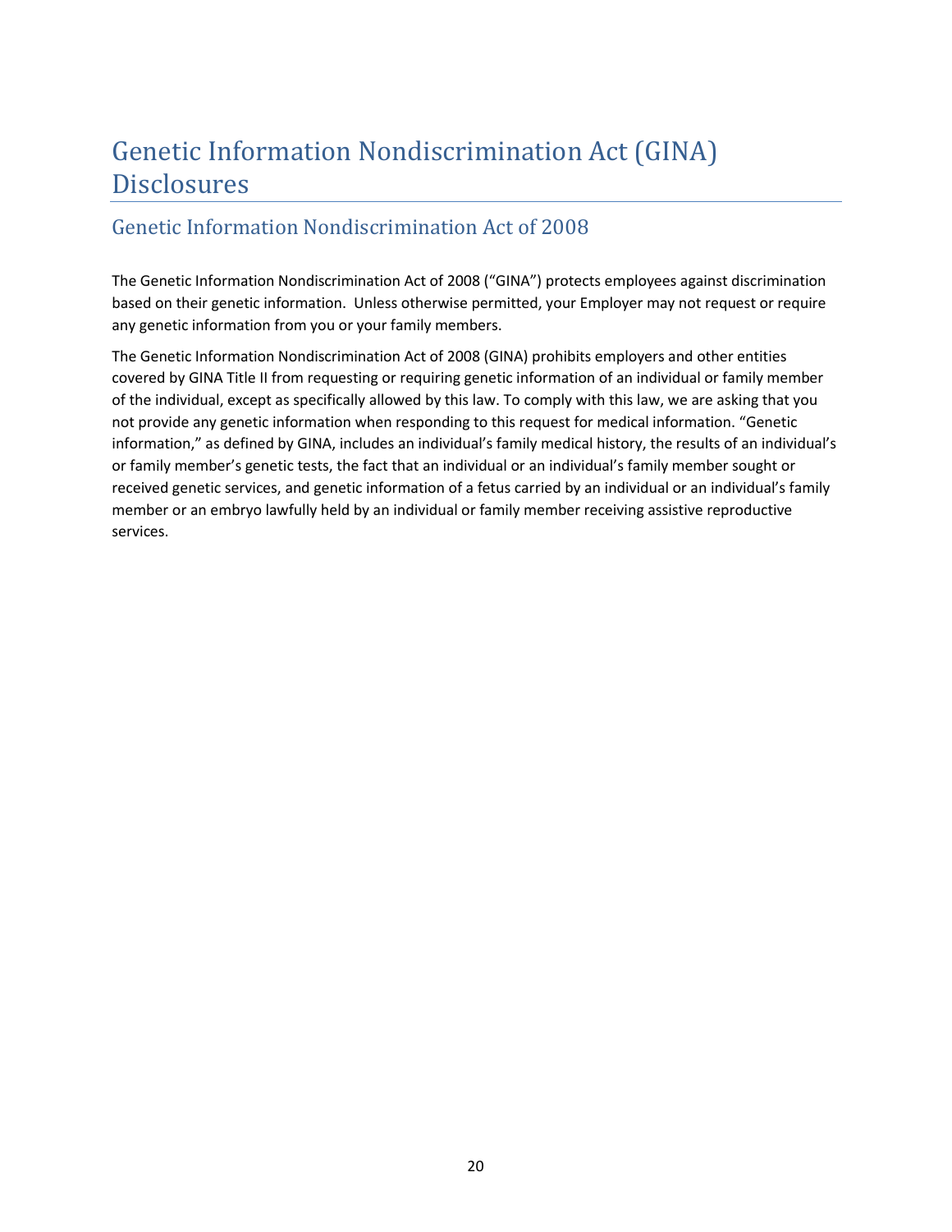# Genetic Information Nondiscrimination Act (GINA) Disclosures

## Genetic Information Nondiscrimination Act of 2008

The Genetic Information Nondiscrimination Act of 2008 ("GINA") protects employees against discrimination based on their genetic information. Unless otherwise permitted, your Employer may not request or require any genetic information from you or your family members.

The Genetic Information Nondiscrimination Act of 2008 (GINA) prohibits employers and other entities covered by GINA Title II from requesting or requiring genetic information of an individual or family member of the individual, except as specifically allowed by this law. To comply with this law, we are asking that you not provide any genetic information when responding to this request for medical information. "Genetic information," as defined by GINA, includes an individual's family medical history, the results of an individual's or family member's genetic tests, the fact that an individual or an individual's family member sought or received genetic services, and genetic information of a fetus carried by an individual or an individual's family member or an embryo lawfully held by an individual or family member receiving assistive reproductive services.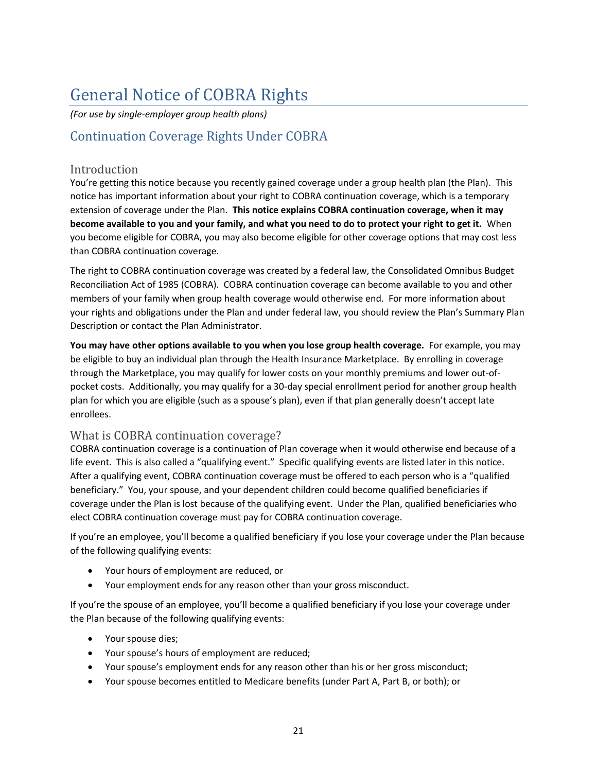# General Notice of COBRA Rights

*(For use by single-employer group health plans)*

## Continuation Coverage Rights Under COBRA

### Introduction

You're getting this notice because you recently gained coverage under a group health plan (the Plan). This notice has important information about your right to COBRA continuation coverage, which is a temporary extension of coverage under the Plan. **This notice explains COBRA continuation coverage, when it may become available to you and your family, and what you need to do to protect your right to get it.** When you become eligible for COBRA, you may also become eligible for other coverage options that may cost less than COBRA continuation coverage.

The right to COBRA continuation coverage was created by a federal law, the Consolidated Omnibus Budget Reconciliation Act of 1985 (COBRA). COBRA continuation coverage can become available to you and other members of your family when group health coverage would otherwise end. For more information about your rights and obligations under the Plan and under federal law, you should review the Plan's Summary Plan Description or contact the Plan Administrator.

**You may have other options available to you when you lose group health coverage.** For example, you may be eligible to buy an individual plan through the Health Insurance Marketplace. By enrolling in coverage through the Marketplace, you may qualify for lower costs on your monthly premiums and lower out-of-pocket costs. Additionally, you may qualify for a 30-day special enrollment period for another group health plan for which you are eligible (such as a spouse's plan), even if that plan generally doesn't accept late enrollees.

### What is COBRA continuation coverage?

COBRA continuation coverage is a continuation of Plan coverage when it would otherwise end because of a life event. This is also called a "qualifying event." Specific qualifying events are listed later in this notice. After a qualifying event, COBRA continuation coverage must be offered to each person who is a "qualified beneficiary." You, your spouse, and your dependent children could become qualified beneficiaries if coverage under the Plan is lost because of the qualifying event. Under the Plan, qualified beneficiaries who elect COBRA continuation coverage must pay for COBRA continuation coverage.

If you're an employee, you'll become a qualified beneficiary if you lose your coverage under the Plan because of the following qualifying events:

- Your hours of employment are reduced, or
- Your employment ends for any reason other than your gross misconduct.

If you're the spouse of an employee, you'll become a qualified beneficiary if you lose your coverage under the Plan because of the following qualifying events:

- Your spouse dies;
- Your spouse's hours of employment are reduced;
- Your spouse's employment ends for any reason other than his or her gross misconduct;
- Your spouse becomes entitled to Medicare benefits (under Part A, Part B, or both); or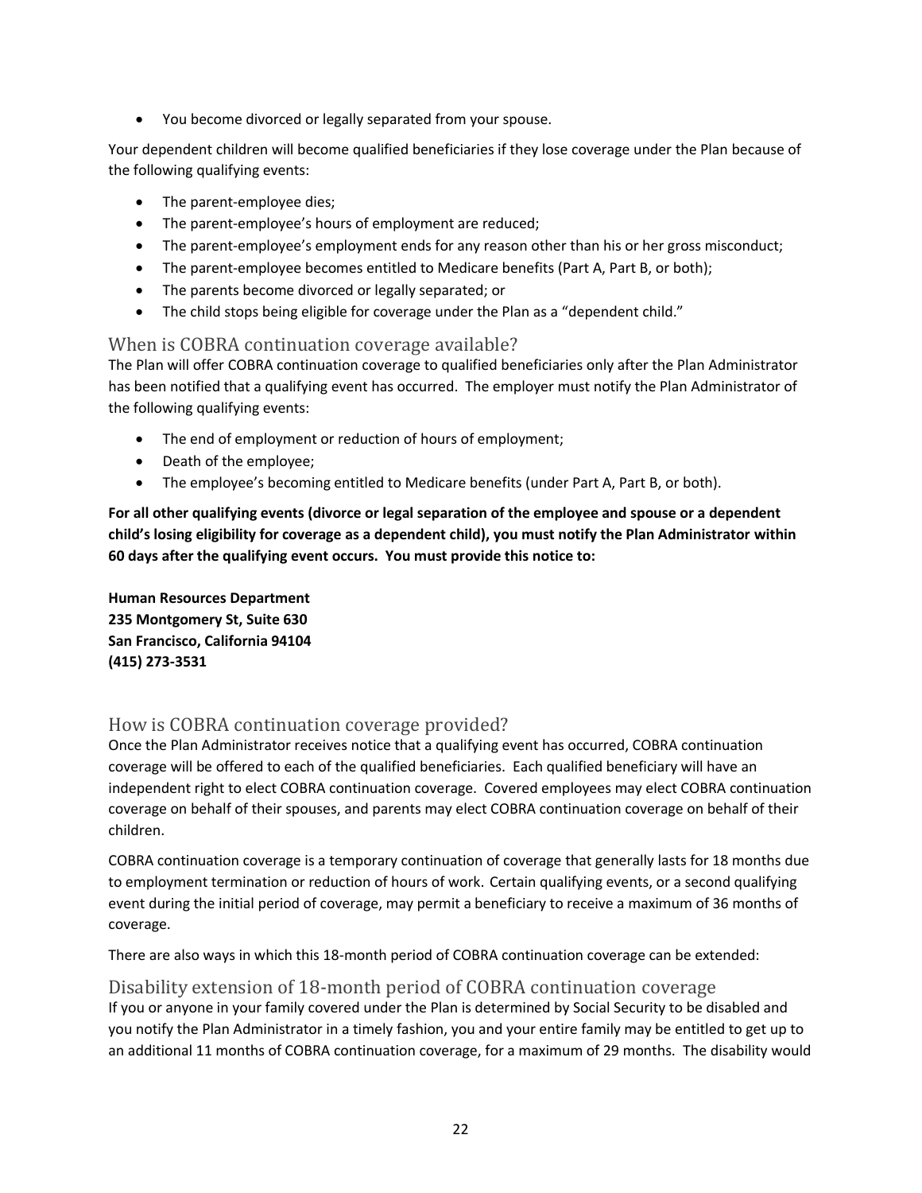- You become divorced or legally separated from your spouse.

Your dependent children will become qualified beneficiaries if they lose coverage under the Plan because of the following qualifying events:

- The parent-employee dies;
- The parent-employee's hours of employment are reduced;
- The parent-employee's employment ends for any reason other than his or her gross misconduct;
- The parent-employee becomes entitled to Medicare benefits (Part A, Part B, or both);
- The parents become divorced or legally separated; or
- The child stops being eligible for coverage under the Plan as a "dependent child."

## When is COBRA continuation coverage available?

The Plan will offer COBRA continuation coverage to qualified beneficiaries only after the Plan Administrator has been notified that a qualifying event has occurred. The employer must notify the Plan Administrator of the following qualifying events:

- The end of employment or reduction of hours of employment;
- Death of the employee;
- The employee's becoming entitled to Medicare benefits (under Part A, Part B, or both).

**For all other qualifying events (divorce or legal separation of the employee and spouse or a dependent child's losing eligibility for coverage as a dependent child), you must notify the Plan Administrator within 60 days after the qualifying event occurs. You must provide this notice to:**

**Human Resources Department**
**235 Montgomery St, Suite 630**
**San Francisco, California 94104**
**(415) 273-3531**

## How is COBRA continuation coverage provided?

Once the Plan Administrator receives notice that a qualifying event has occurred, COBRA continuation coverage will be offered to each of the qualified beneficiaries. Each qualified beneficiary will have an independent right to elect COBRA continuation coverage. Covered employees may elect COBRA continuation coverage on behalf of their spouses, and parents may elect COBRA continuation coverage on behalf of their children.

COBRA continuation coverage is a temporary continuation of coverage that generally lasts for 18 months due to employment termination or reduction of hours of work. Certain qualifying events, or a second qualifying event during the initial period of coverage, may permit a beneficiary to receive a maximum of 36 months of coverage.

There are also ways in which this 18-month period of COBRA continuation coverage can be extended:

## Disability extension of 18-month period of COBRA continuation coverage

If you or anyone in your family covered under the Plan is determined by Social Security to be disabled and you notify the Plan Administrator in a timely fashion, you and your entire family may be entitled to get up to an additional 11 months of COBRA continuation coverage, for a maximum of 29 months. The disability would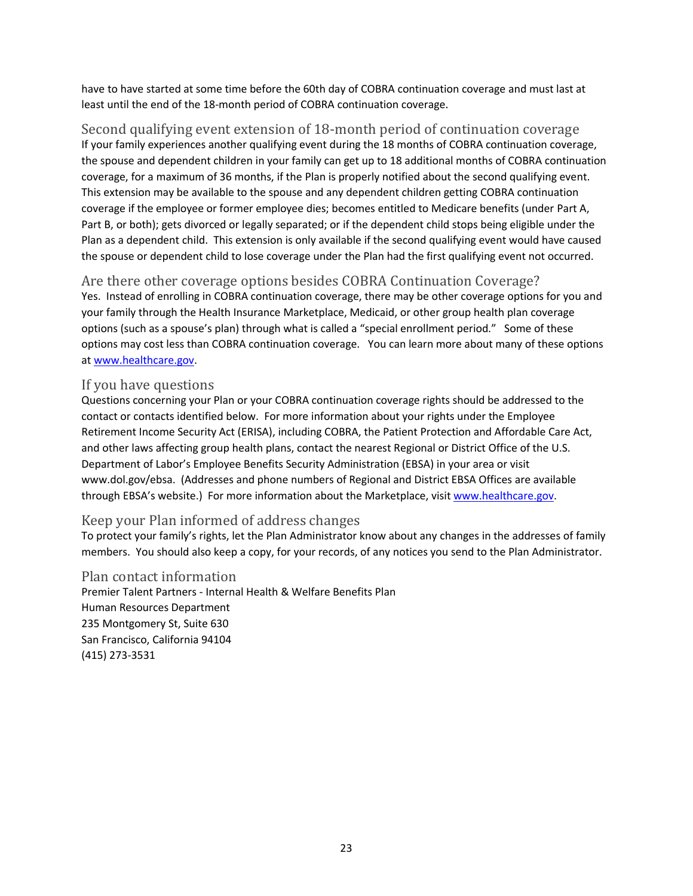have to have started at some time before the 60th day of COBRA continuation coverage and must last at least until the end of the 18-month period of COBRA continuation coverage.

## Second qualifying event extension of 18-month period of continuation coverage

If your family experiences another qualifying event during the 18 months of COBRA continuation coverage, the spouse and dependent children in your family can get up to 18 additional months of COBRA continuation coverage, for a maximum of 36 months, if the Plan is properly notified about the second qualifying event. This extension may be available to the spouse and any dependent children getting COBRA continuation coverage if the employee or former employee dies; becomes entitled to Medicare benefits (under Part A, Part B, or both); gets divorced or legally separated; or if the dependent child stops being eligible under the Plan as a dependent child. This extension is only available if the second qualifying event would have caused the spouse or dependent child to lose coverage under the Plan had the first qualifying event not occurred.

## Are there other coverage options besides COBRA Continuation Coverage?

Yes. Instead of enrolling in COBRA continuation coverage, there may be other coverage options for you and your family through the Health Insurance Marketplace, Medicaid, or other group health plan coverage options (such as a spouse's plan) through what is called a "special enrollment period." Some of these options may cost less than COBRA continuation coverage. You can learn more about many of these options at www.healthcare.gov.

## If you have questions

Questions concerning your Plan or your COBRA continuation coverage rights should be addressed to the contact or contacts identified below. For more information about your rights under the Employee Retirement Income Security Act (ERISA), including COBRA, the Patient Protection and Affordable Care Act, and other laws affecting group health plans, contact the nearest Regional or District Office of the U.S. Department of Labor's Employee Benefits Security Administration (EBSA) in your area or visit www.dol.gov/ebsa. (Addresses and phone numbers of Regional and District EBSA Offices are available through EBSA's website.) For more information about the Marketplace, visit www.healthcare.gov.

## Keep your Plan informed of address changes

To protect your family's rights, let the Plan Administrator know about any changes in the addresses of family members. You should also keep a copy, for your records, of any notices you send to the Plan Administrator.

## Plan contact information

Premier Talent Partners - Internal Health & Welfare Benefits Plan
Human Resources Department
235 Montgomery St, Suite 630
San Francisco, California 94104
(415) 273-3531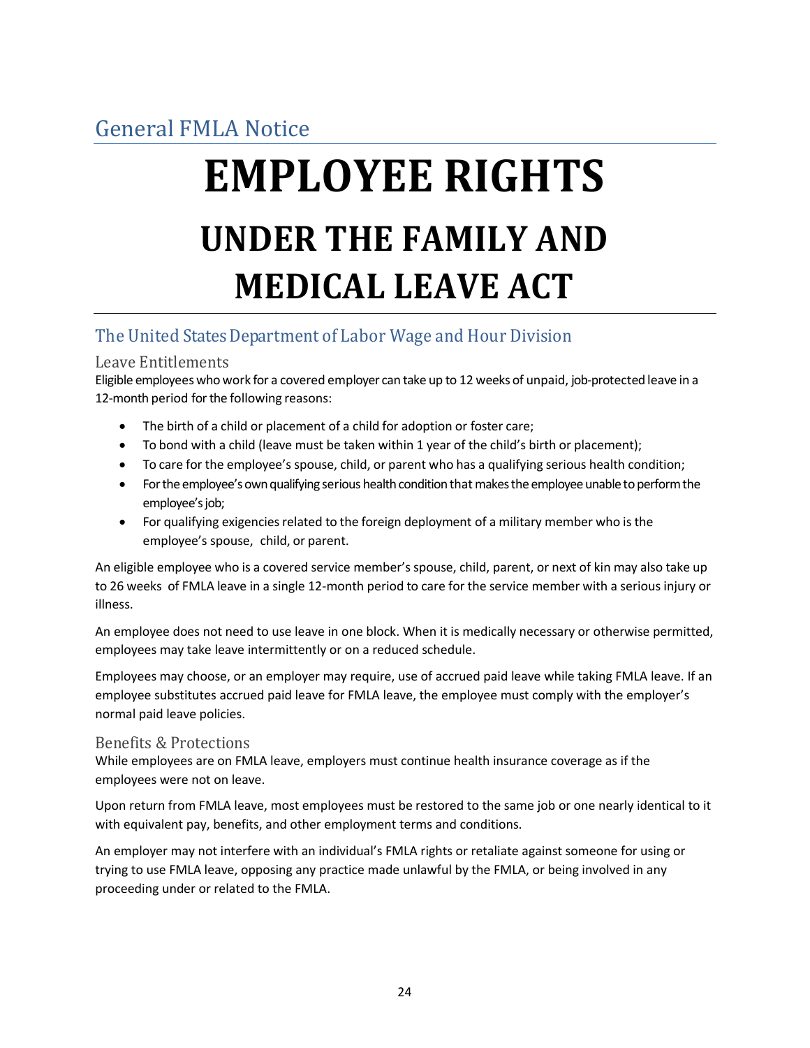## General FMLA Notice

# EMPLOYEE RIGHTS

# UNDER THE FAMILY AND MEDICAL LEAVE ACT

## The United States Department of Labor Wage and Hour Division

### Leave Entitlements

Eligible employees who work for a covered employer can take up to 12 weeks of unpaid, job-protected leave in a 12-month period for the following reasons:

- The birth of a child or placement of a child for adoption or foster care;
- To bond with a child (leave must be taken within 1 year of the child's birth or placement);
- To care for the employee's spouse, child, or parent who has a qualifying serious health condition;
- For the employee's own qualifying serious health condition that makes the employee unable to perform the employee's job;
- For qualifying exigencies related to the foreign deployment of a military member who is the employee's spouse, child, or parent.

An eligible employee who is a covered service member's spouse, child, parent, or next of kin may also take up to 26 weeks of FMLA leave in a single 12-month period to care for the service member with a serious injury or illness.

An employee does not need to use leave in one block. When it is medically necessary or otherwise permitted, employees may take leave intermittently or on a reduced schedule.

Employees may choose, or an employer may require, use of accrued paid leave while taking FMLA leave. If an employee substitutes accrued paid leave for FMLA leave, the employee must comply with the employer's normal paid leave policies.

### Benefits & Protections

While employees are on FMLA leave, employers must continue health insurance coverage as if the employees were not on leave.

Upon return from FMLA leave, most employees must be restored to the same job or one nearly identical to it with equivalent pay, benefits, and other employment terms and conditions.

An employer may not interfere with an individual's FMLA rights or retaliate against someone for using or trying to use FMLA leave, opposing any practice made unlawful by the FMLA, or being involved in any proceeding under or related to the FMLA.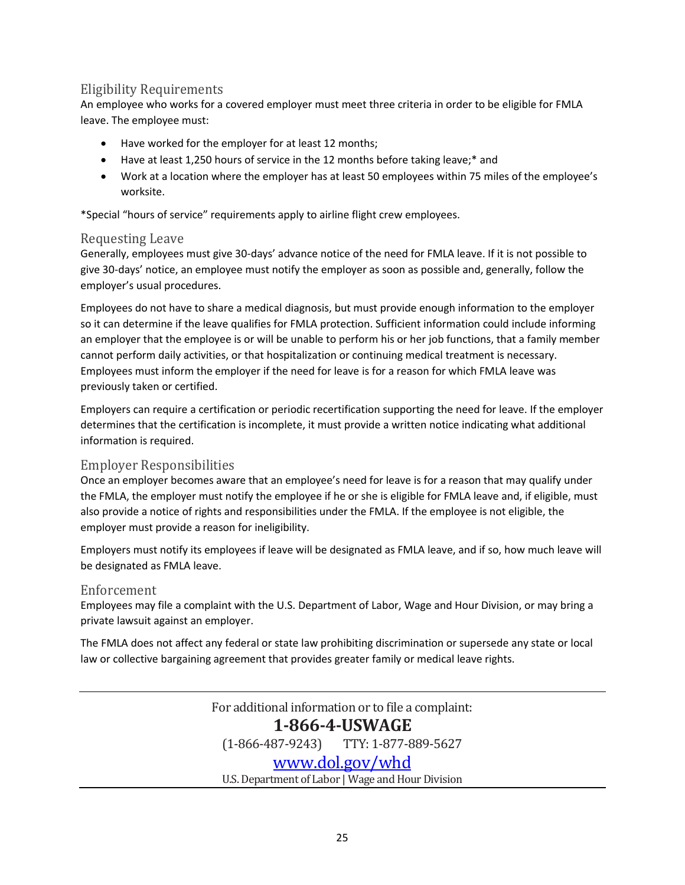## Eligibility Requirements

An employee who works for a covered employer must meet three criteria in order to be eligible for FMLA leave. The employee must:

- Have worked for the employer for at least 12 months;
- Have at least 1,250 hours of service in the 12 months before taking leave;* and
- Work at a location where the employer has at least 50 employees within 75 miles of the employee's worksite.

*Special "hours of service" requirements apply to airline flight crew employees.

## Requesting Leave

Generally, employees must give 30-days' advance notice of the need for FMLA leave. If it is not possible to give 30-days' notice, an employee must notify the employer as soon as possible and, generally, follow the employer's usual procedures.

Employees do not have to share a medical diagnosis, but must provide enough information to the employer so it can determine if the leave qualifies for FMLA protection. Sufficient information could include informing an employer that the employee is or will be unable to perform his or her job functions, that a family member cannot perform daily activities, or that hospitalization or continuing medical treatment is necessary. Employees must inform the employer if the need for leave is for a reason for which FMLA leave was previously taken or certified.

Employers can require a certification or periodic recertification supporting the need for leave. If the employer determines that the certification is incomplete, it must provide a written notice indicating what additional information is required.

## Employer Responsibilities

Once an employer becomes aware that an employee's need for leave is for a reason that may qualify under the FMLA, the employer must notify the employee if he or she is eligible for FMLA leave and, if eligible, must also provide a notice of rights and responsibilities under the FMLA. If the employee is not eligible, the employer must provide a reason for ineligibility.

Employers must notify its employees if leave will be designated as FMLA leave, and if so, how much leave will be designated as FMLA leave.

## Enforcement

Employees may file a complaint with the U.S. Department of Labor, Wage and Hour Division, or may bring a private lawsuit against an employer.

The FMLA does not affect any federal or state law prohibiting discrimination or supersede any state or local law or collective bargaining agreement that provides greater family or medical leave rights.

---

For additional information or to file a complaint:

**1-866-4-USWAGE**

(1-866-487-9243) TTY: 1-877-889-5627

[www.dol.gov/whd](http://www.dol.gov/whd)

U.S. Department of Labor | Wage and Hour Division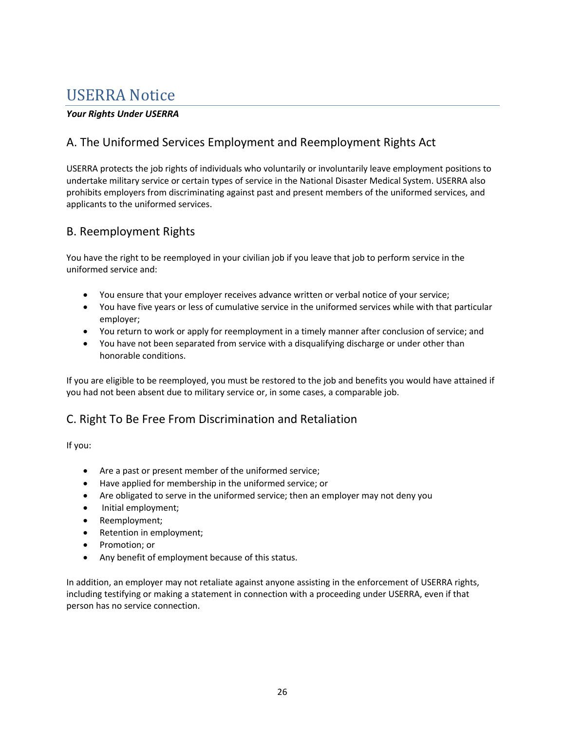# USERRA Notice

***Your Rights Under USERRA***

## A. The Uniformed Services Employment and Reemployment Rights Act

USERRA protects the job rights of individuals who voluntarily or involuntarily leave employment positions to undertake military service or certain types of service in the National Disaster Medical System. USERRA also prohibits employers from discriminating against past and present members of the uniformed services, and applicants to the uniformed services.

## B. Reemployment Rights

You have the right to be reemployed in your civilian job if you leave that job to perform service in the uniformed service and:

- You ensure that your employer receives advance written or verbal notice of your service;
- You have five years or less of cumulative service in the uniformed services while with that particular employer;
- You return to work or apply for reemployment in a timely manner after conclusion of service; and
- You have not been separated from service with a disqualifying discharge or under other than honorable conditions.

If you are eligible to be reemployed, you must be restored to the job and benefits you would have attained if you had not been absent due to military service or, in some cases, a comparable job.

## C. Right To Be Free From Discrimination and Retaliation

If you:

- Are a past or present member of the uniformed service;
- Have applied for membership in the uniformed service; or
- Are obligated to serve in the uniformed service; then an employer may not deny you
- Initial employment;
- Reemployment;
- Retention in employment;
- Promotion; or
- Any benefit of employment because of this status.

In addition, an employer may not retaliate against anyone assisting in the enforcement of USERRA rights, including testifying or making a statement in connection with a proceeding under USERRA, even if that person has no service connection.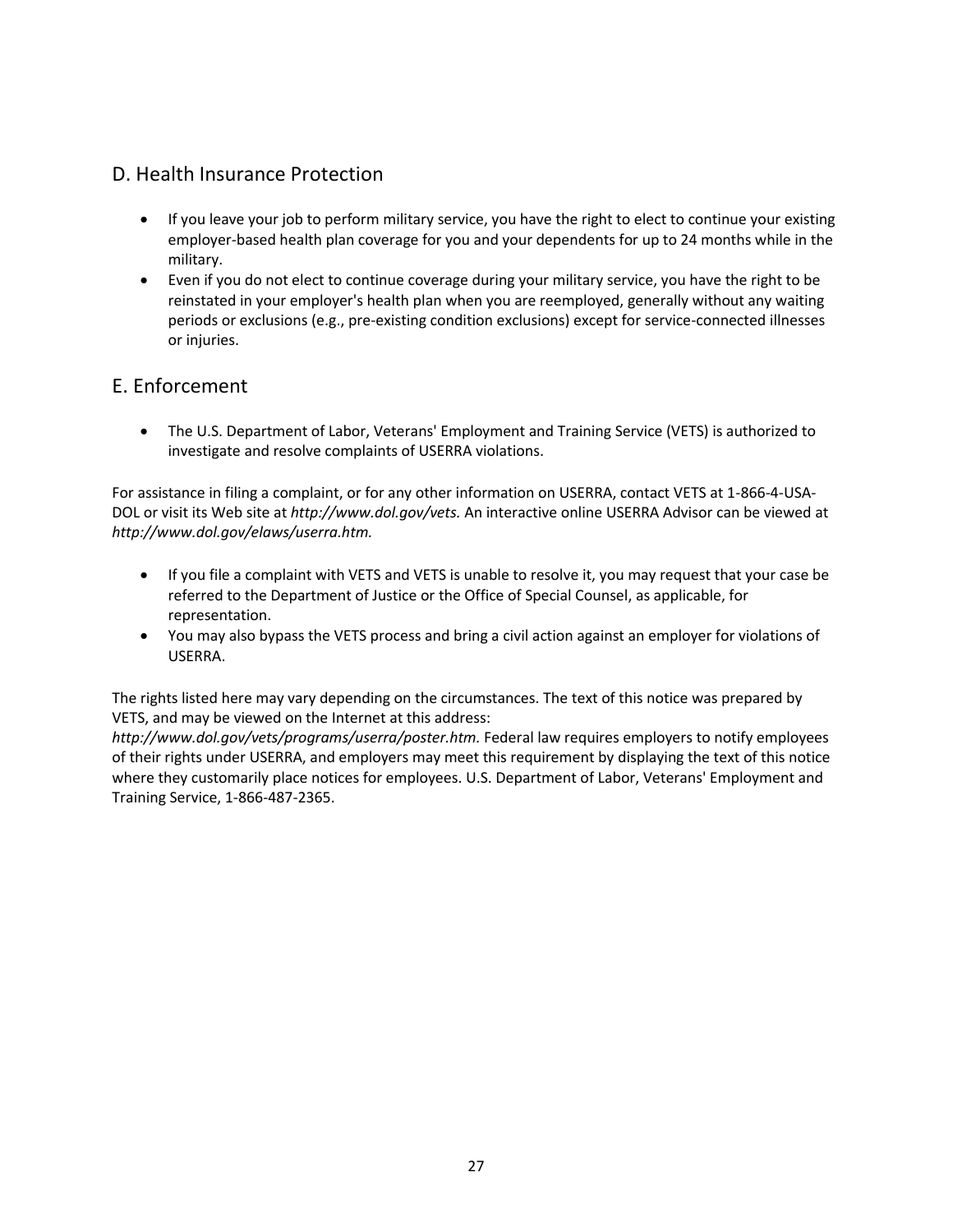## D. Health Insurance Protection

- If you leave your job to perform military service, you have the right to elect to continue your existing employer-based health plan coverage for you and your dependents for up to 24 months while in the military.
- Even if you do not elect to continue coverage during your military service, you have the right to be reinstated in your employer's health plan when you are reemployed, generally without any waiting periods or exclusions (e.g., pre-existing condition exclusions) except for service-connected illnesses or injuries.

## E. Enforcement

- The U.S. Department of Labor, Veterans' Employment and Training Service (VETS) is authorized to investigate and resolve complaints of USERRA violations.

For assistance in filing a complaint, or for any other information on USERRA, contact VETS at 1-866-4-USA-DOL or visit its Web site at *http://www.dol.gov/vets.* An interactive online USERRA Advisor can be viewed at *http://www.dol.gov/elaws/userra.htm.*

- If you file a complaint with VETS and VETS is unable to resolve it, you may request that your case be referred to the Department of Justice or the Office of Special Counsel, as applicable, for representation.
- You may also bypass the VETS process and bring a civil action against an employer for violations of USERRA.

The rights listed here may vary depending on the circumstances. The text of this notice was prepared by VETS, and may be viewed on the Internet at this address: *http://www.dol.gov/vets/programs/userra/poster.htm.* Federal law requires employers to notify employees of their rights under USERRA, and employers may meet this requirement by displaying the text of this notice where they customarily place notices for employees. U.S. Department of Labor, Veterans' Employment and Training Service, 1-866-487-2365.